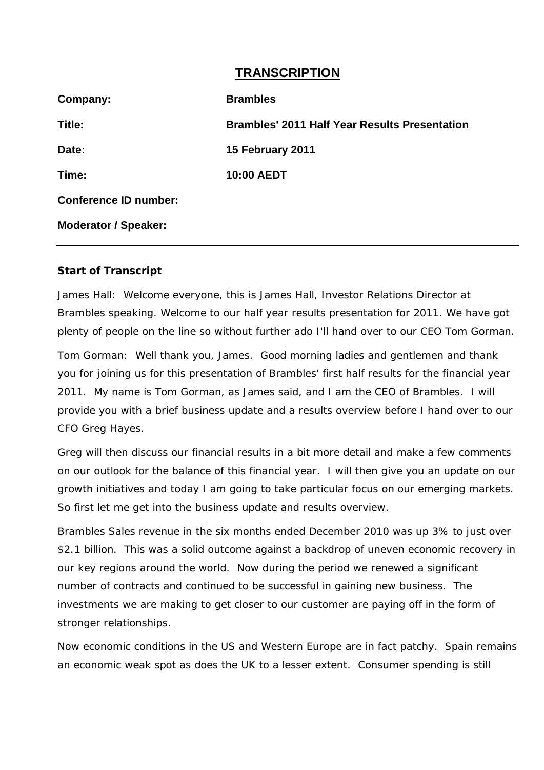# TRANSCRIPTION

| | |
|---|---|
| **Company:** | **Brambles** |
| **Title:** | **Brambles' 2011 Half Year Results Presentation** |
| **Date:** | **15 February 2011** |
| **Time:** | **10:00 AEDT** |
| **Conference ID number:** | |
| **Moderator / Speaker:** | |

**Start of Transcript**

James Hall: Welcome everyone, this is James Hall, Investor Relations Director at Brambles speaking. Welcome to our half year results presentation for 2011. We have got plenty of people on the line so without further ado I'll hand over to our CEO Tom Gorman.

Tom Gorman: Well thank you, James. Good morning ladies and gentlemen and thank you for joining us for this presentation of Brambles' first half results for the financial year 2011. My name is Tom Gorman, as James said, and I am the CEO of Brambles. I will provide you with a brief business update and a results overview before I hand over to our CFO Greg Hayes.

Greg will then discuss our financial results in a bit more detail and make a few comments on our outlook for the balance of this financial year. I will then give you an update on our growth initiatives and today I am going to take particular focus on our emerging markets. So first let me get into the business update and results overview.

Brambles Sales revenue in the six months ended December 2010 was up 3% to just over $2.1 billion. This was a solid outcome against a backdrop of uneven economic recovery in our key regions around the world. Now during the period we renewed a significant number of contracts and continued to be successful in gaining new business. The investments we are making to get closer to our customer are paying off in the form of stronger relationships.

Now economic conditions in the US and Western Europe are in fact patchy. Spain remains an economic weak spot as does the UK to a lesser extent. Consumer spending is still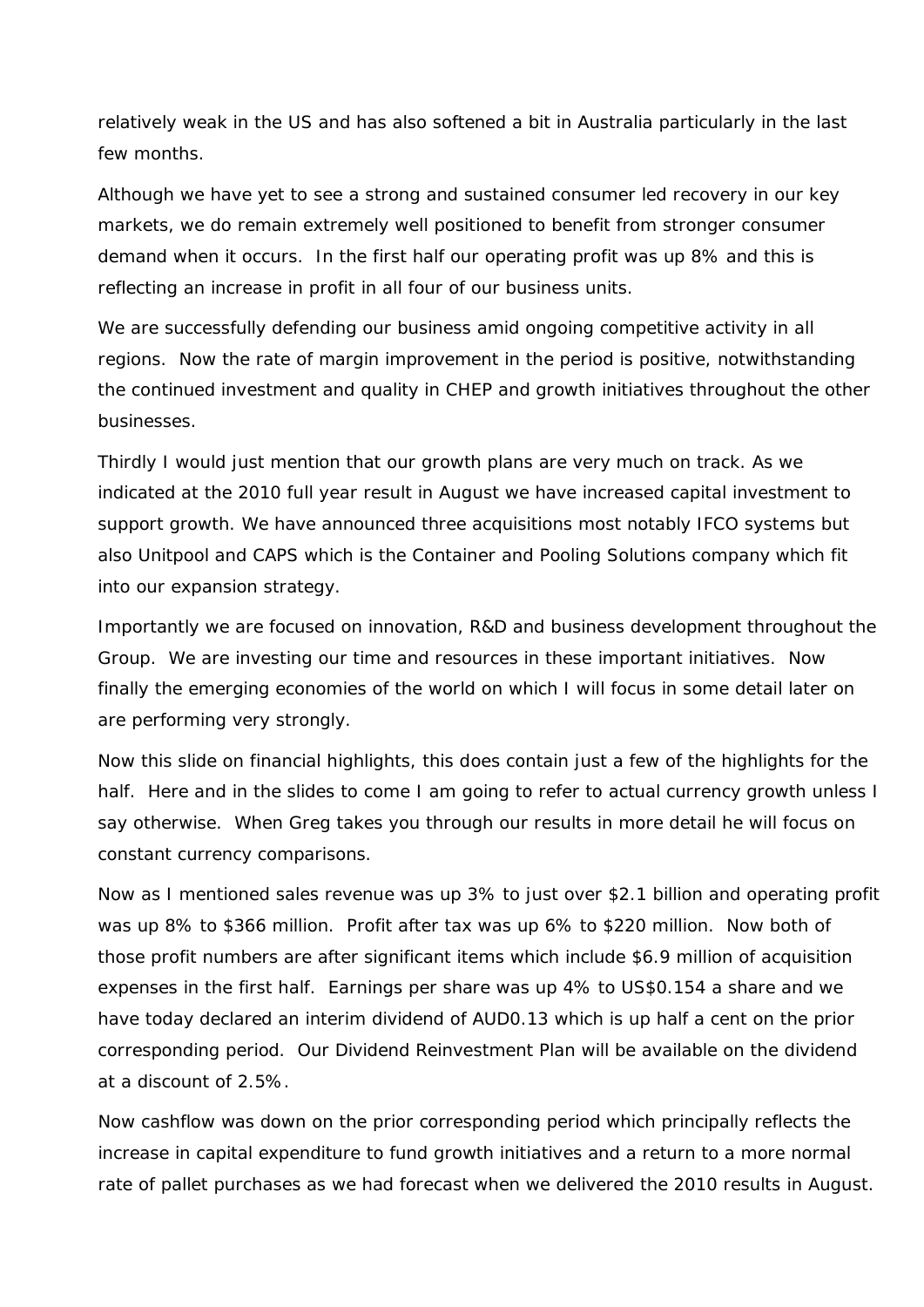relatively weak in the US and has also softened a bit in Australia particularly in the last few months.

Although we have yet to see a strong and sustained consumer led recovery in our key markets, we do remain extremely well positioned to benefit from stronger consumer demand when it occurs. In the first half our operating profit was up 8% and this is reflecting an increase in profit in all four of our business units.

We are successfully defending our business amid ongoing competitive activity in all regions. Now the rate of margin improvement in the period is positive, notwithstanding the continued investment and quality in CHEP and growth initiatives throughout the other businesses.

Thirdly I would just mention that our growth plans are very much on track. As we indicated at the 2010 full year result in August we have increased capital investment to support growth. We have announced three acquisitions most notably IFCO systems but also Unitpool and CAPS which is the Container and Pooling Solutions company which fit into our expansion strategy.

Importantly we are focused on innovation, R&D and business development throughout the Group. We are investing our time and resources in these important initiatives. Now finally the emerging economies of the world on which I will focus in some detail later on are performing very strongly.

Now this slide on financial highlights, this does contain just a few of the highlights for the half. Here and in the slides to come I am going to refer to actual currency growth unless I say otherwise. When Greg takes you through our results in more detail he will focus on constant currency comparisons.

Now as I mentioned sales revenue was up 3% to just over $2.1 billion and operating profit was up 8% to $366 million. Profit after tax was up 6% to $220 million. Now both of those profit numbers are after significant items which include $6.9 million of acquisition expenses in the first half. Earnings per share was up 4% to US$0.154 a share and we have today declared an interim dividend of AUD0.13 which is up half a cent on the prior corresponding period. Our Dividend Reinvestment Plan will be available on the dividend at a discount of 2.5%.

Now cashflow was down on the prior corresponding period which principally reflects the increase in capital expenditure to fund growth initiatives and a return to a more normal rate of pallet purchases as we had forecast when we delivered the 2010 results in August.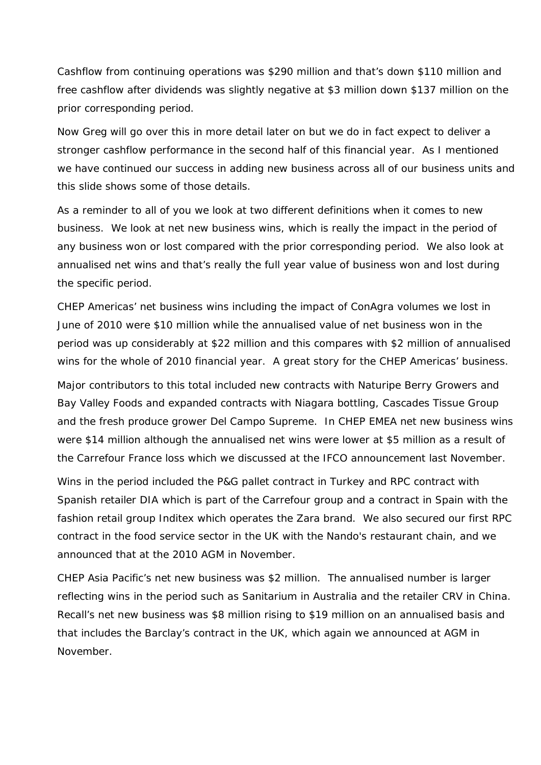Cashflow from continuing operations was $290 million and that's down $110 million and free cashflow after dividends was slightly negative at $3 million down $137 million on the prior corresponding period.

Now Greg will go over this in more detail later on but we do in fact expect to deliver a stronger cashflow performance in the second half of this financial year. As I mentioned we have continued our success in adding new business across all of our business units and this slide shows some of those details.

As a reminder to all of you we look at two different definitions when it comes to new business. We look at net new business wins, which is really the impact in the period of any business won or lost compared with the prior corresponding period. We also look at annualised net wins and that's really the full year value of business won and lost during the specific period.

CHEP Americas' net business wins including the impact of ConAgra volumes we lost in June of 2010 were $10 million while the annualised value of net business won in the period was up considerably at $22 million and this compares with $2 million of annualised wins for the whole of 2010 financial year. A great story for the CHEP Americas' business.

Major contributors to this total included new contracts with Naturipe Berry Growers and Bay Valley Foods and expanded contracts with Niagara bottling, Cascades Tissue Group and the fresh produce grower Del Campo Supreme. In CHEP EMEA net new business wins were $14 million although the annualised net wins were lower at $5 million as a result of the Carrefour France loss which we discussed at the IFCO announcement last November.

Wins in the period included the P&G pallet contract in Turkey and RPC contract with Spanish retailer DIA which is part of the Carrefour group and a contract in Spain with the fashion retail group Inditex which operates the Zara brand. We also secured our first RPC contract in the food service sector in the UK with the Nando's restaurant chain, and we announced that at the 2010 AGM in November.

CHEP Asia Pacific's net new business was $2 million. The annualised number is larger reflecting wins in the period such as Sanitarium in Australia and the retailer CRV in China. Recall's net new business was $8 million rising to $19 million on an annualised basis and that includes the Barclay's contract in the UK, which again we announced at AGM in November.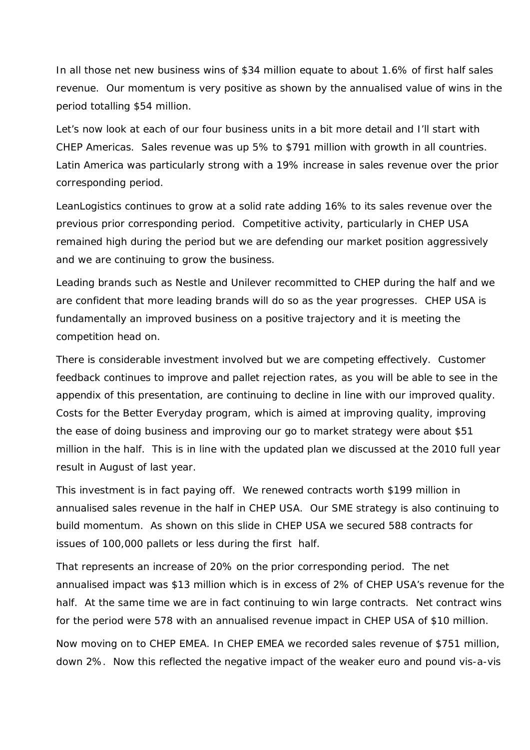In all those net new business wins of $34 million equate to about 1.6% of first half sales revenue. Our momentum is very positive as shown by the annualised value of wins in the period totalling $54 million.

Let's now look at each of our four business units in a bit more detail and I'll start with CHEP Americas. Sales revenue was up 5% to $791 million with growth in all countries. Latin America was particularly strong with a 19% increase in sales revenue over the prior corresponding period.

LeanLogistics continues to grow at a solid rate adding 16% to its sales revenue over the previous prior corresponding period. Competitive activity, particularly in CHEP USA remained high during the period but we are defending our market position aggressively and we are continuing to grow the business.

Leading brands such as Nestle and Unilever recommitted to CHEP during the half and we are confident that more leading brands will do so as the year progresses. CHEP USA is fundamentally an improved business on a positive trajectory and it is meeting the competition head on.

There is considerable investment involved but we are competing effectively. Customer feedback continues to improve and pallet rejection rates, as you will be able to see in the appendix of this presentation, are continuing to decline in line with our improved quality. Costs for the Better Everyday program, which is aimed at improving quality, improving the ease of doing business and improving our go to market strategy were about $51 million in the half. This is in line with the updated plan we discussed at the 2010 full year result in August of last year.

This investment is in fact paying off. We renewed contracts worth $199 million in annualised sales revenue in the half in CHEP USA. Our SME strategy is also continuing to build momentum. As shown on this slide in CHEP USA we secured 588 contracts for issues of 100,000 pallets or less during the first half.

That represents an increase of 20% on the prior corresponding period. The net annualised impact was $13 million which is in excess of 2% of CHEP USA's revenue for the half. At the same time we are in fact continuing to win large contracts. Net contract wins for the period were 578 with an annualised revenue impact in CHEP USA of $10 million.

Now moving on to CHEP EMEA. In CHEP EMEA we recorded sales revenue of $751 million, down 2%. Now this reflected the negative impact of the weaker euro and pound vis-a-vis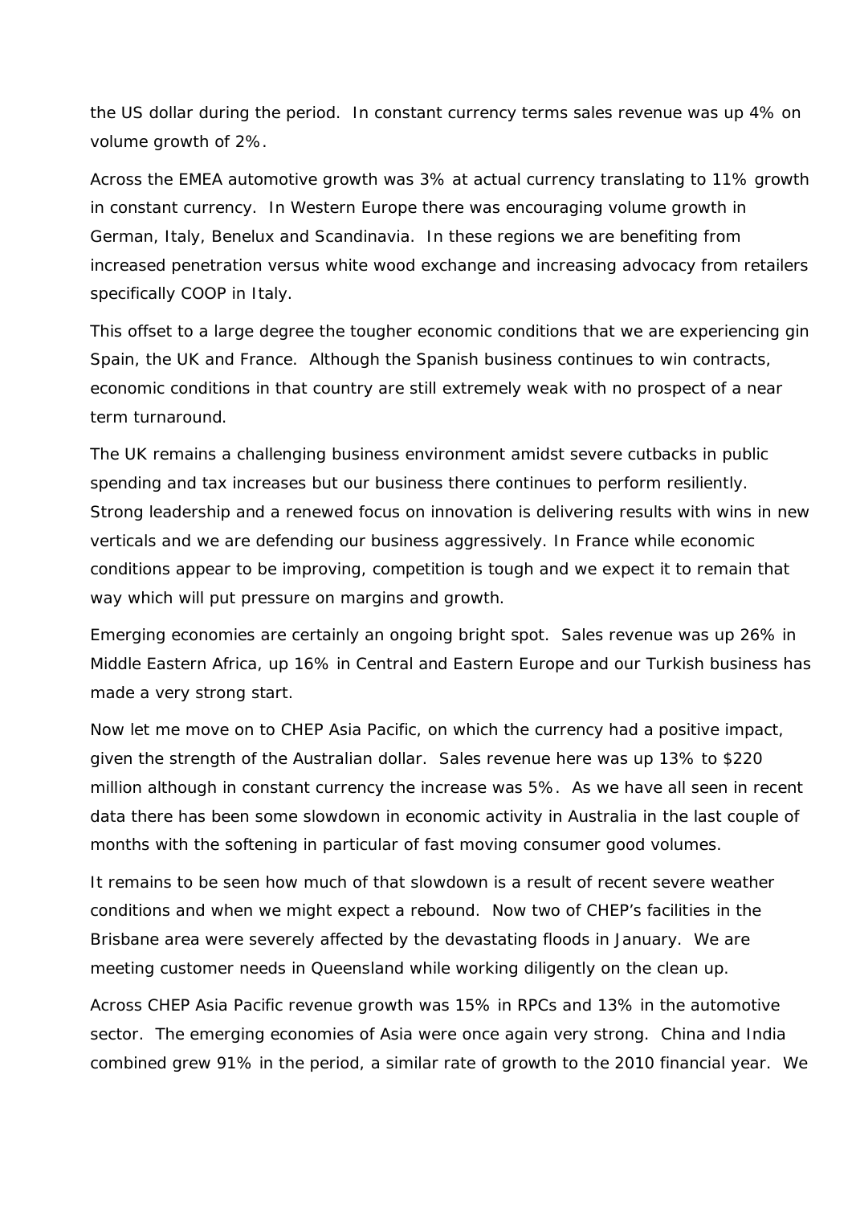the US dollar during the period. In constant currency terms sales revenue was up 4% on volume growth of 2%.

Across the EMEA automotive growth was 3% at actual currency translating to 11% growth in constant currency. In Western Europe there was encouraging volume growth in German, Italy, Benelux and Scandinavia. In these regions we are benefiting from increased penetration versus white wood exchange and increasing advocacy from retailers specifically COOP in Italy.

This offset to a large degree the tougher economic conditions that we are experiencing gin Spain, the UK and France. Although the Spanish business continues to win contracts, economic conditions in that country are still extremely weak with no prospect of a near term turnaround.

The UK remains a challenging business environment amidst severe cutbacks in public spending and tax increases but our business there continues to perform resiliently. Strong leadership and a renewed focus on innovation is delivering results with wins in new verticals and we are defending our business aggressively. In France while economic conditions appear to be improving, competition is tough and we expect it to remain that way which will put pressure on margins and growth.

Emerging economies are certainly an ongoing bright spot. Sales revenue was up 26% in Middle Eastern Africa, up 16% in Central and Eastern Europe and our Turkish business has made a very strong start.

Now let me move on to CHEP Asia Pacific, on which the currency had a positive impact, given the strength of the Australian dollar. Sales revenue here was up 13% to $220 million although in constant currency the increase was 5%. As we have all seen in recent data there has been some slowdown in economic activity in Australia in the last couple of months with the softening in particular of fast moving consumer good volumes.

It remains to be seen how much of that slowdown is a result of recent severe weather conditions and when we might expect a rebound. Now two of CHEP's facilities in the Brisbane area were severely affected by the devastating floods in January. We are meeting customer needs in Queensland while working diligently on the clean up.

Across CHEP Asia Pacific revenue growth was 15% in RPCs and 13% in the automotive sector. The emerging economies of Asia were once again very strong. China and India combined grew 91% in the period, a similar rate of growth to the 2010 financial year. We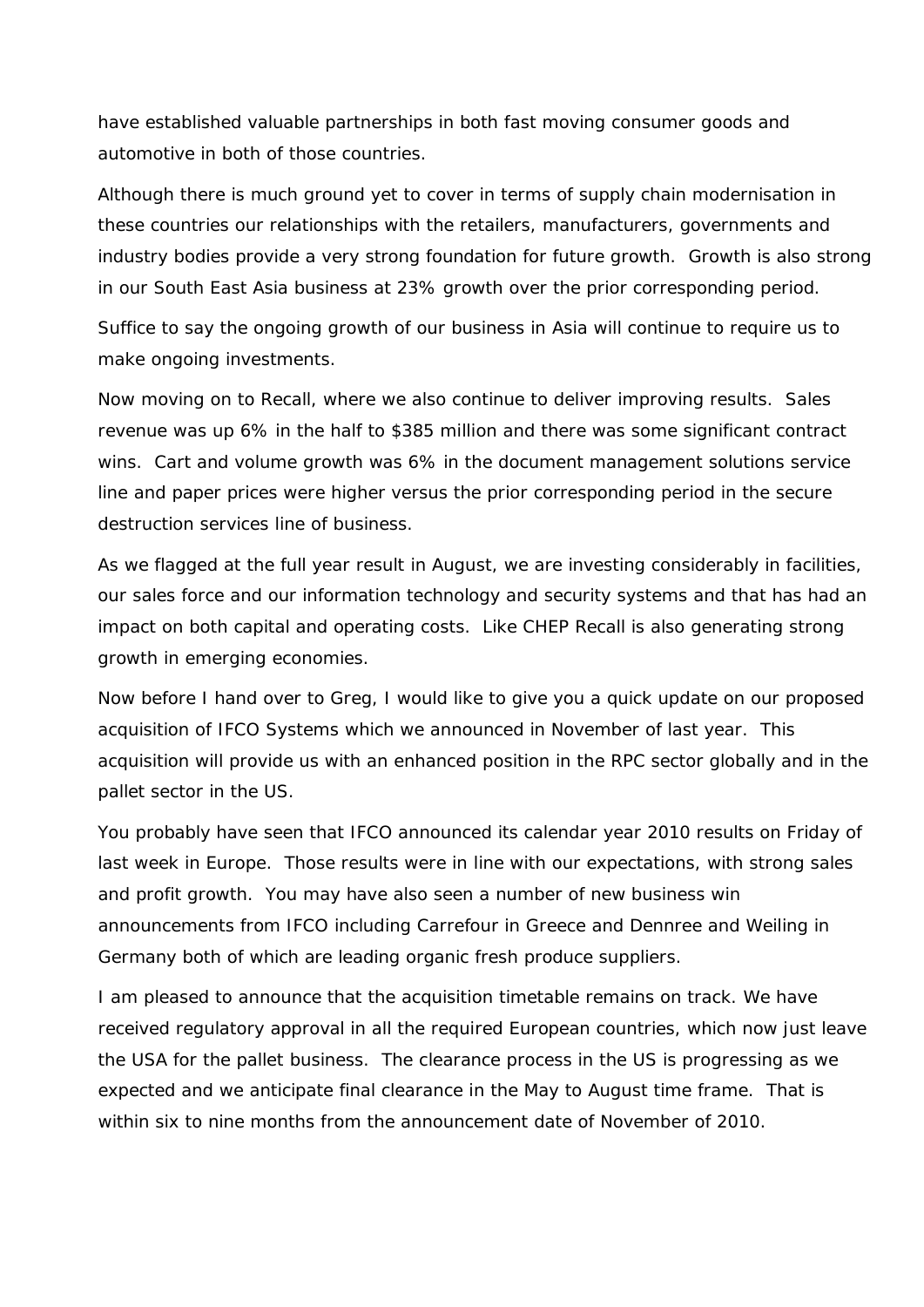have established valuable partnerships in both fast moving consumer goods and automotive in both of those countries.

Although there is much ground yet to cover in terms of supply chain modernisation in these countries our relationships with the retailers, manufacturers, governments and industry bodies provide a very strong foundation for future growth. Growth is also strong in our South East Asia business at 23% growth over the prior corresponding period.

Suffice to say the ongoing growth of our business in Asia will continue to require us to make ongoing investments.

Now moving on to Recall, where we also continue to deliver improving results. Sales revenue was up 6% in the half to $385 million and there was some significant contract wins. Cart and volume growth was 6% in the document management solutions service line and paper prices were higher versus the prior corresponding period in the secure destruction services line of business.

As we flagged at the full year result in August, we are investing considerably in facilities, our sales force and our information technology and security systems and that has had an impact on both capital and operating costs. Like CHEP Recall is also generating strong growth in emerging economies.

Now before I hand over to Greg, I would like to give you a quick update on our proposed acquisition of IFCO Systems which we announced in November of last year. This acquisition will provide us with an enhanced position in the RPC sector globally and in the pallet sector in the US.

You probably have seen that IFCO announced its calendar year 2010 results on Friday of last week in Europe. Those results were in line with our expectations, with strong sales and profit growth. You may have also seen a number of new business win announcements from IFCO including Carrefour in Greece and Dennree and Weiling in Germany both of which are leading organic fresh produce suppliers.

I am pleased to announce that the acquisition timetable remains on track. We have received regulatory approval in all the required European countries, which now just leave the USA for the pallet business. The clearance process in the US is progressing as we expected and we anticipate final clearance in the May to August time frame. That is within six to nine months from the announcement date of November of 2010.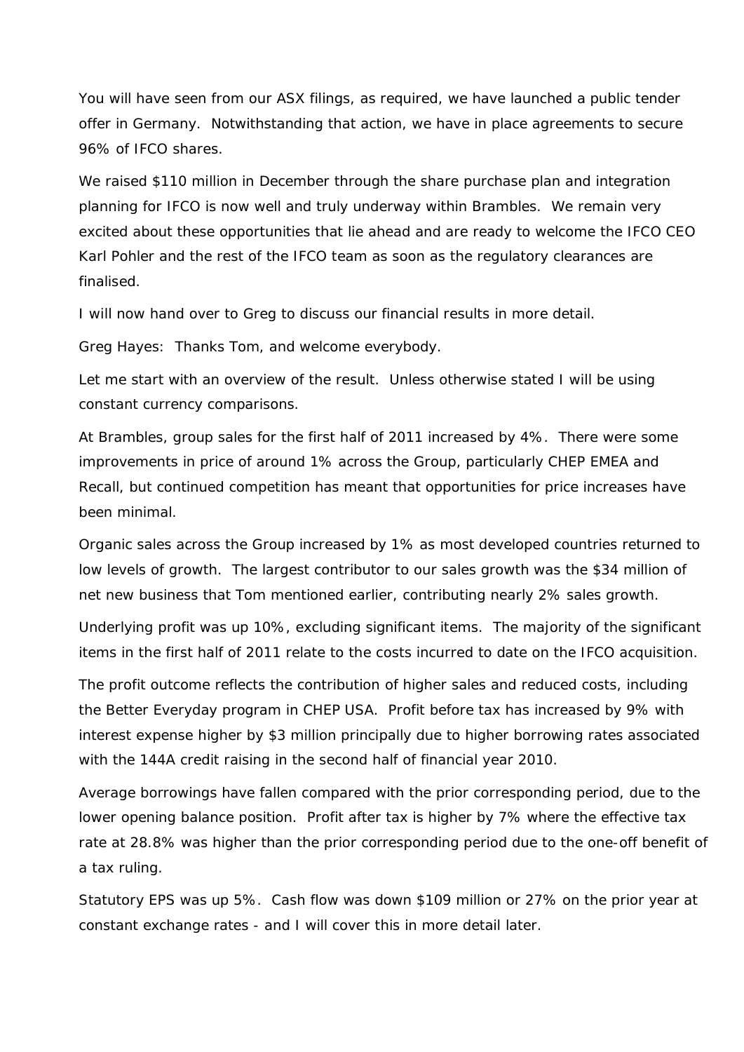You will have seen from our ASX filings, as required, we have launched a public tender offer in Germany. Notwithstanding that action, we have in place agreements to secure 96% of IFCO shares.

We raised $110 million in December through the share purchase plan and integration planning for IFCO is now well and truly underway within Brambles. We remain very excited about these opportunities that lie ahead and are ready to welcome the IFCO CEO Karl Pohler and the rest of the IFCO team as soon as the regulatory clearances are finalised.

I will now hand over to Greg to discuss our financial results in more detail.

Greg Hayes: Thanks Tom, and welcome everybody.

Let me start with an overview of the result. Unless otherwise stated I will be using constant currency comparisons.

At Brambles, group sales for the first half of 2011 increased by 4%. There were some improvements in price of around 1% across the Group, particularly CHEP EMEA and Recall, but continued competition has meant that opportunities for price increases have been minimal.

Organic sales across the Group increased by 1% as most developed countries returned to low levels of growth. The largest contributor to our sales growth was the $34 million of net new business that Tom mentioned earlier, contributing nearly 2% sales growth.

Underlying profit was up 10%, excluding significant items. The majority of the significant items in the first half of 2011 relate to the costs incurred to date on the IFCO acquisition.

The profit outcome reflects the contribution of higher sales and reduced costs, including the Better Everyday program in CHEP USA. Profit before tax has increased by 9% with interest expense higher by $3 million principally due to higher borrowing rates associated with the 144A credit raising in the second half of financial year 2010.

Average borrowings have fallen compared with the prior corresponding period, due to the lower opening balance position. Profit after tax is higher by 7% where the effective tax rate at 28.8% was higher than the prior corresponding period due to the one-off benefit of a tax ruling.

Statutory EPS was up 5%. Cash flow was down $109 million or 27% on the prior year at constant exchange rates - and I will cover this in more detail later.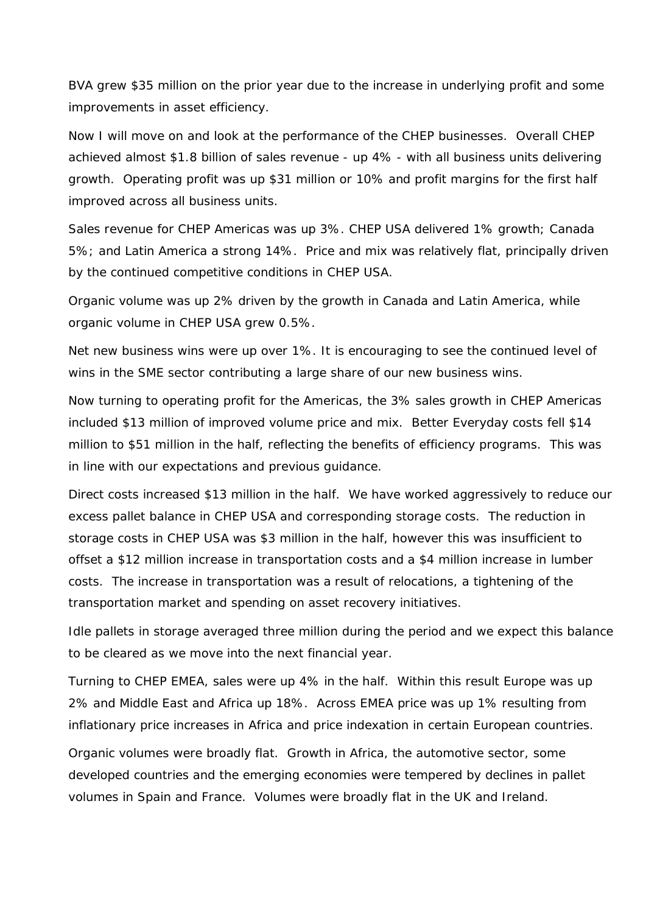BVA grew $35 million on the prior year due to the increase in underlying profit and some improvements in asset efficiency.

Now I will move on and look at the performance of the CHEP businesses. Overall CHEP achieved almost $1.8 billion of sales revenue - up 4% - with all business units delivering growth. Operating profit was up $31 million or 10% and profit margins for the first half improved across all business units.

Sales revenue for CHEP Americas was up 3%. CHEP USA delivered 1% growth; Canada 5%; and Latin America a strong 14%. Price and mix was relatively flat, principally driven by the continued competitive conditions in CHEP USA.

Organic volume was up 2% driven by the growth in Canada and Latin America, while organic volume in CHEP USA grew 0.5%.

Net new business wins were up over 1%. It is encouraging to see the continued level of wins in the SME sector contributing a large share of our new business wins.

Now turning to operating profit for the Americas, the 3% sales growth in CHEP Americas included $13 million of improved volume price and mix. Better Everyday costs fell $14 million to $51 million in the half, reflecting the benefits of efficiency programs. This was in line with our expectations and previous guidance.

Direct costs increased $13 million in the half. We have worked aggressively to reduce our excess pallet balance in CHEP USA and corresponding storage costs. The reduction in storage costs in CHEP USA was $3 million in the half, however this was insufficient to offset a $12 million increase in transportation costs and a $4 million increase in lumber costs. The increase in transportation was a result of relocations, a tightening of the transportation market and spending on asset recovery initiatives.

Idle pallets in storage averaged three million during the period and we expect this balance to be cleared as we move into the next financial year.

Turning to CHEP EMEA, sales were up 4% in the half. Within this result Europe was up 2% and Middle East and Africa up 18%. Across EMEA price was up 1% resulting from inflationary price increases in Africa and price indexation in certain European countries.

Organic volumes were broadly flat. Growth in Africa, the automotive sector, some developed countries and the emerging economies were tempered by declines in pallet volumes in Spain and France. Volumes were broadly flat in the UK and Ireland.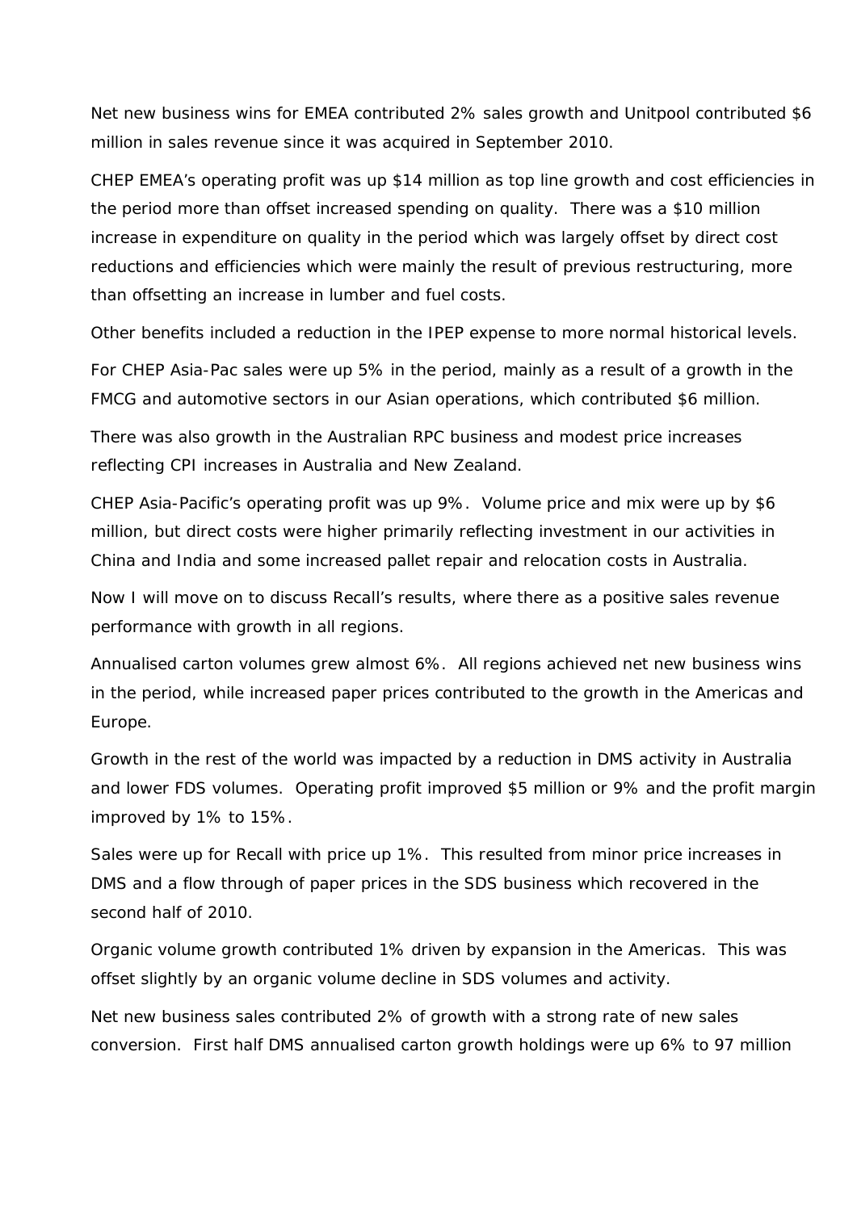Net new business wins for EMEA contributed 2% sales growth and Unitpool contributed $6 million in sales revenue since it was acquired in September 2010.

CHEP EMEA's operating profit was up $14 million as top line growth and cost efficiencies in the period more than offset increased spending on quality. There was a $10 million increase in expenditure on quality in the period which was largely offset by direct cost reductions and efficiencies which were mainly the result of previous restructuring, more than offsetting an increase in lumber and fuel costs.

Other benefits included a reduction in the IPEP expense to more normal historical levels.

For CHEP Asia-Pac sales were up 5% in the period, mainly as a result of a growth in the FMCG and automotive sectors in our Asian operations, which contributed $6 million.

There was also growth in the Australian RPC business and modest price increases reflecting CPI increases in Australia and New Zealand.

CHEP Asia-Pacific's operating profit was up 9%. Volume price and mix were up by $6 million, but direct costs were higher primarily reflecting investment in our activities in China and India and some increased pallet repair and relocation costs in Australia.

Now I will move on to discuss Recall's results, where there as a positive sales revenue performance with growth in all regions.

Annualised carton volumes grew almost 6%. All regions achieved net new business wins in the period, while increased paper prices contributed to the growth in the Americas and Europe.

Growth in the rest of the world was impacted by a reduction in DMS activity in Australia and lower FDS volumes. Operating profit improved $5 million or 9% and the profit margin improved by 1% to 15%.

Sales were up for Recall with price up 1%. This resulted from minor price increases in DMS and a flow through of paper prices in the SDS business which recovered in the second half of 2010.

Organic volume growth contributed 1% driven by expansion in the Americas. This was offset slightly by an organic volume decline in SDS volumes and activity.

Net new business sales contributed 2% of growth with a strong rate of new sales conversion. First half DMS annualised carton growth holdings were up 6% to 97 million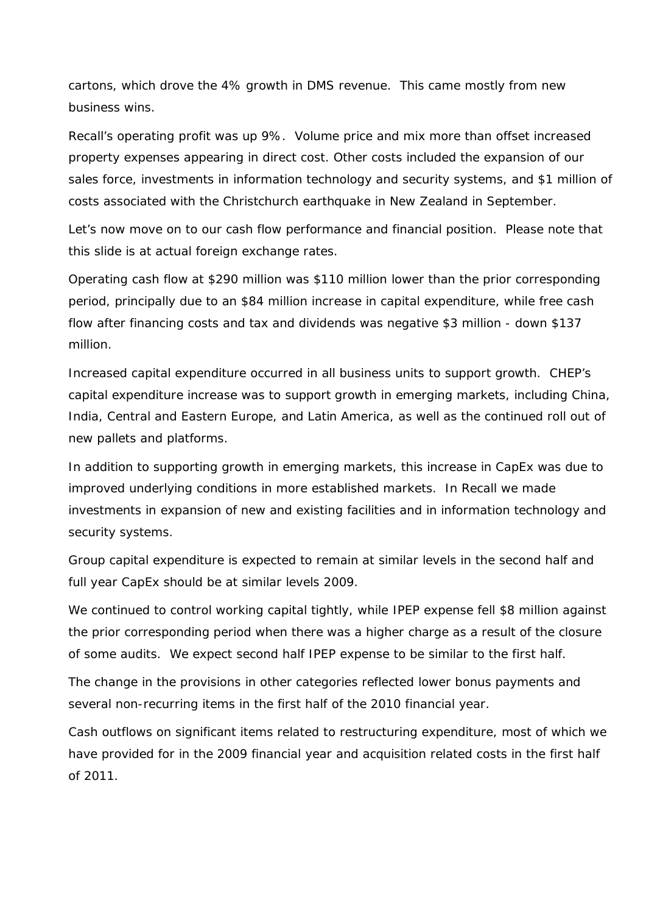cartons, which drove the 4% growth in DMS revenue. This came mostly from new business wins.

Recall's operating profit was up 9%. Volume price and mix more than offset increased property expenses appearing in direct cost. Other costs included the expansion of our sales force, investments in information technology and security systems, and $1 million of costs associated with the Christchurch earthquake in New Zealand in September.

Let's now move on to our cash flow performance and financial position. Please note that this slide is at actual foreign exchange rates.

Operating cash flow at $290 million was $110 million lower than the prior corresponding period, principally due to an $84 million increase in capital expenditure, while free cash flow after financing costs and tax and dividends was negative $3 million - down $137 million.

Increased capital expenditure occurred in all business units to support growth. CHEP's capital expenditure increase was to support growth in emerging markets, including China, India, Central and Eastern Europe, and Latin America, as well as the continued roll out of new pallets and platforms.

In addition to supporting growth in emerging markets, this increase in CapEx was due to improved underlying conditions in more established markets. In Recall we made investments in expansion of new and existing facilities and in information technology and security systems.

Group capital expenditure is expected to remain at similar levels in the second half and full year CapEx should be at similar levels 2009.

We continued to control working capital tightly, while IPEP expense fell $8 million against the prior corresponding period when there was a higher charge as a result of the closure of some audits. We expect second half IPEP expense to be similar to the first half.

The change in the provisions in other categories reflected lower bonus payments and several non-recurring items in the first half of the 2010 financial year.

Cash outflows on significant items related to restructuring expenditure, most of which we have provided for in the 2009 financial year and acquisition related costs in the first half of 2011.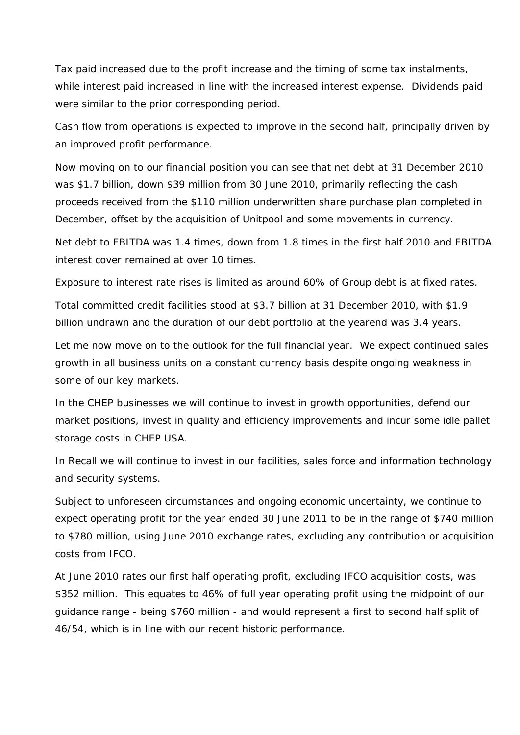Tax paid increased due to the profit increase and the timing of some tax instalments, while interest paid increased in line with the increased interest expense. Dividends paid were similar to the prior corresponding period.

Cash flow from operations is expected to improve in the second half, principally driven by an improved profit performance.

Now moving on to our financial position you can see that net debt at 31 December 2010 was $1.7 billion, down $39 million from 30 June 2010, primarily reflecting the cash proceeds received from the $110 million underwritten share purchase plan completed in December, offset by the acquisition of Unitpool and some movements in currency.

Net debt to EBITDA was 1.4 times, down from 1.8 times in the first half 2010 and EBITDA interest cover remained at over 10 times.

Exposure to interest rate rises is limited as around 60% of Group debt is at fixed rates.

Total committed credit facilities stood at $3.7 billion at 31 December 2010, with $1.9 billion undrawn and the duration of our debt portfolio at the yearend was 3.4 years.

Let me now move on to the outlook for the full financial year. We expect continued sales growth in all business units on a constant currency basis despite ongoing weakness in some of our key markets.

In the CHEP businesses we will continue to invest in growth opportunities, defend our market positions, invest in quality and efficiency improvements and incur some idle pallet storage costs in CHEP USA.

In Recall we will continue to invest in our facilities, sales force and information technology and security systems.

Subject to unforeseen circumstances and ongoing economic uncertainty, we continue to expect operating profit for the year ended 30 June 2011 to be in the range of $740 million to $780 million, using June 2010 exchange rates, excluding any contribution or acquisition costs from IFCO.

At June 2010 rates our first half operating profit, excluding IFCO acquisition costs, was $352 million. This equates to 46% of full year operating profit using the midpoint of our guidance range - being $760 million - and would represent a first to second half split of 46/54, which is in line with our recent historic performance.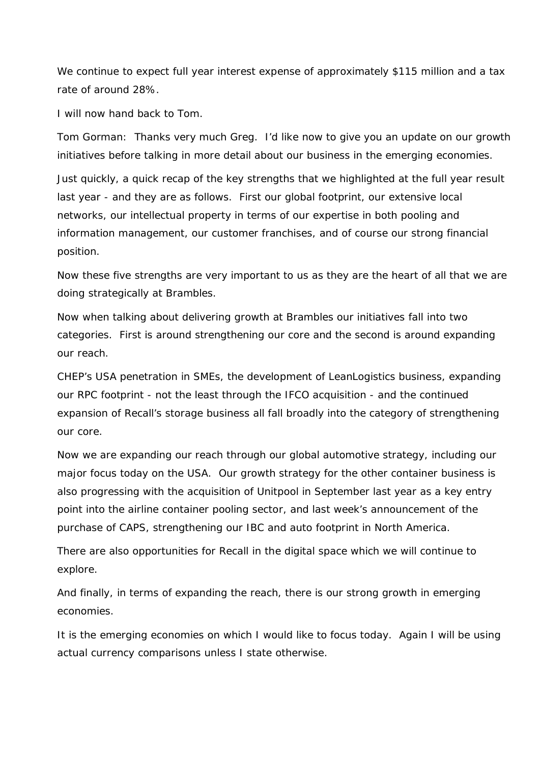We continue to expect full year interest expense of approximately $115 million and a tax rate of around 28%.

I will now hand back to Tom.

Tom Gorman: Thanks very much Greg. I'd like now to give you an update on our growth initiatives before talking in more detail about our business in the emerging economies.

Just quickly, a quick recap of the key strengths that we highlighted at the full year result last year - and they are as follows. First our global footprint, our extensive local networks, our intellectual property in terms of our expertise in both pooling and information management, our customer franchises, and of course our strong financial position.

Now these five strengths are very important to us as they are the heart of all that we are doing strategically at Brambles.

Now when talking about delivering growth at Brambles our initiatives fall into two categories. First is around strengthening our core and the second is around expanding our reach.

CHEP's USA penetration in SMEs, the development of LeanLogistics business, expanding our RPC footprint - not the least through the IFCO acquisition - and the continued expansion of Recall's storage business all fall broadly into the category of strengthening our core.

Now we are expanding our reach through our global automotive strategy, including our major focus today on the USA. Our growth strategy for the other container business is also progressing with the acquisition of Unitpool in September last year as a key entry point into the airline container pooling sector, and last week's announcement of the purchase of CAPS, strengthening our IBC and auto footprint in North America.

There are also opportunities for Recall in the digital space which we will continue to explore.

And finally, in terms of expanding the reach, there is our strong growth in emerging economies.

It is the emerging economies on which I would like to focus today. Again I will be using actual currency comparisons unless I state otherwise.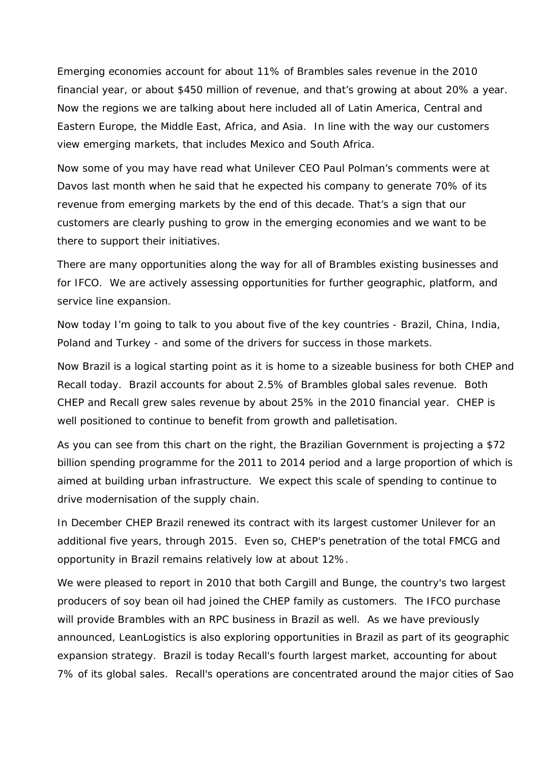Emerging economies account for about 11% of Brambles sales revenue in the 2010 financial year, or about $450 million of revenue, and that's growing at about 20% a year. Now the regions we are talking about here included all of Latin America, Central and Eastern Europe, the Middle East, Africa, and Asia. In line with the way our customers view emerging markets, that includes Mexico and South Africa.

Now some of you may have read what Unilever CEO Paul Polman's comments were at Davos last month when he said that he expected his company to generate 70% of its revenue from emerging markets by the end of this decade. That's a sign that our customers are clearly pushing to grow in the emerging economies and we want to be there to support their initiatives.

There are many opportunities along the way for all of Brambles existing businesses and for IFCO. We are actively assessing opportunities for further geographic, platform, and service line expansion.

Now today I'm going to talk to you about five of the key countries - Brazil, China, India, Poland and Turkey - and some of the drivers for success in those markets.

Now Brazil is a logical starting point as it is home to a sizeable business for both CHEP and Recall today. Brazil accounts for about 2.5% of Brambles global sales revenue. Both CHEP and Recall grew sales revenue by about 25% in the 2010 financial year. CHEP is well positioned to continue to benefit from growth and palletisation.

As you can see from this chart on the right, the Brazilian Government is projecting a $72 billion spending programme for the 2011 to 2014 period and a large proportion of which is aimed at building urban infrastructure. We expect this scale of spending to continue to drive modernisation of the supply chain.

In December CHEP Brazil renewed its contract with its largest customer Unilever for an additional five years, through 2015. Even so, CHEP's penetration of the total FMCG and opportunity in Brazil remains relatively low at about 12%.

We were pleased to report in 2010 that both Cargill and Bunge, the country's two largest producers of soy bean oil had joined the CHEP family as customers. The IFCO purchase will provide Brambles with an RPC business in Brazil as well. As we have previously announced, LeanLogistics is also exploring opportunities in Brazil as part of its geographic expansion strategy. Brazil is today Recall's fourth largest market, accounting for about 7% of its global sales. Recall's operations are concentrated around the major cities of Sao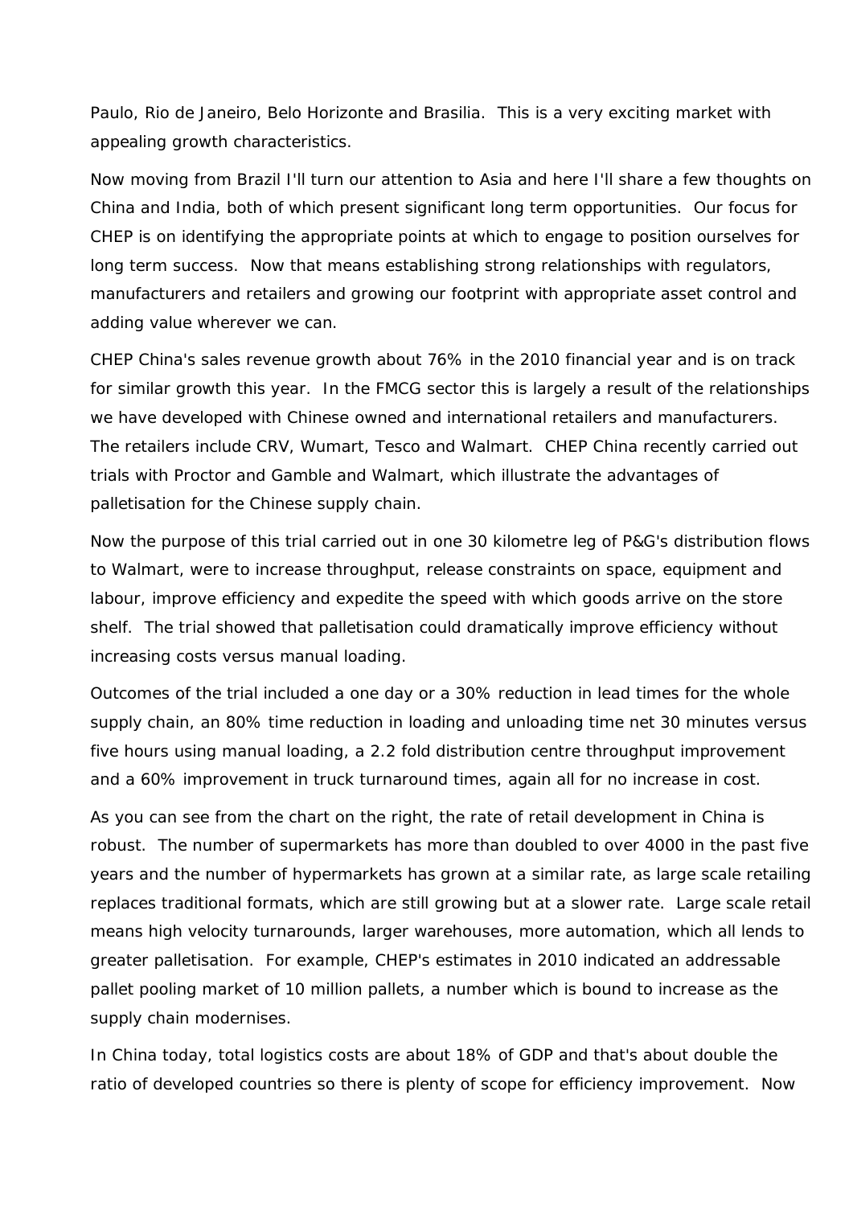Paulo, Rio de Janeiro, Belo Horizonte and Brasilia. This is a very exciting market with appealing growth characteristics.

Now moving from Brazil I'll turn our attention to Asia and here I'll share a few thoughts on China and India, both of which present significant long term opportunities. Our focus for CHEP is on identifying the appropriate points at which to engage to position ourselves for long term success. Now that means establishing strong relationships with regulators, manufacturers and retailers and growing our footprint with appropriate asset control and adding value wherever we can.

CHEP China's sales revenue growth about 76% in the 2010 financial year and is on track for similar growth this year. In the FMCG sector this is largely a result of the relationships we have developed with Chinese owned and international retailers and manufacturers. The retailers include CRV, Wumart, Tesco and Walmart. CHEP China recently carried out trials with Proctor and Gamble and Walmart, which illustrate the advantages of palletisation for the Chinese supply chain.

Now the purpose of this trial carried out in one 30 kilometre leg of P&G's distribution flows to Walmart, were to increase throughput, release constraints on space, equipment and labour, improve efficiency and expedite the speed with which goods arrive on the store shelf. The trial showed that palletisation could dramatically improve efficiency without increasing costs versus manual loading.

Outcomes of the trial included a one day or a 30% reduction in lead times for the whole supply chain, an 80% time reduction in loading and unloading time net 30 minutes versus five hours using manual loading, a 2.2 fold distribution centre throughput improvement and a 60% improvement in truck turnaround times, again all for no increase in cost.

As you can see from the chart on the right, the rate of retail development in China is robust. The number of supermarkets has more than doubled to over 4000 in the past five years and the number of hypermarkets has grown at a similar rate, as large scale retailing replaces traditional formats, which are still growing but at a slower rate. Large scale retail means high velocity turnarounds, larger warehouses, more automation, which all lends to greater palletisation. For example, CHEP's estimates in 2010 indicated an addressable pallet pooling market of 10 million pallets, a number which is bound to increase as the supply chain modernises.

In China today, total logistics costs are about 18% of GDP and that's about double the ratio of developed countries so there is plenty of scope for efficiency improvement. Now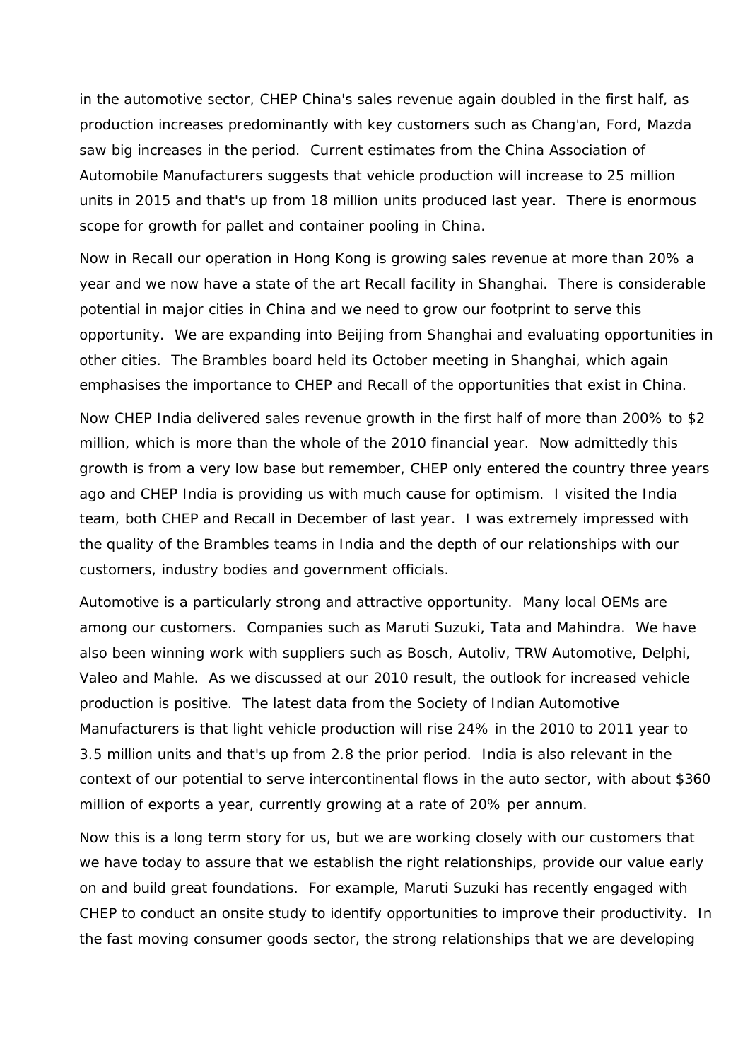in the automotive sector, CHEP China's sales revenue again doubled in the first half, as production increases predominantly with key customers such as Chang'an, Ford, Mazda saw big increases in the period. Current estimates from the China Association of Automobile Manufacturers suggests that vehicle production will increase to 25 million units in 2015 and that's up from 18 million units produced last year. There is enormous scope for growth for pallet and container pooling in China.

Now in Recall our operation in Hong Kong is growing sales revenue at more than 20% a year and we now have a state of the art Recall facility in Shanghai. There is considerable potential in major cities in China and we need to grow our footprint to serve this opportunity. We are expanding into Beijing from Shanghai and evaluating opportunities in other cities. The Brambles board held its October meeting in Shanghai, which again emphasises the importance to CHEP and Recall of the opportunities that exist in China.

Now CHEP India delivered sales revenue growth in the first half of more than 200% to $2 million, which is more than the whole of the 2010 financial year. Now admittedly this growth is from a very low base but remember, CHEP only entered the country three years ago and CHEP India is providing us with much cause for optimism. I visited the India team, both CHEP and Recall in December of last year. I was extremely impressed with the quality of the Brambles teams in India and the depth of our relationships with our customers, industry bodies and government officials.

Automotive is a particularly strong and attractive opportunity. Many local OEMs are among our customers. Companies such as Maruti Suzuki, Tata and Mahindra. We have also been winning work with suppliers such as Bosch, Autoliv, TRW Automotive, Delphi, Valeo and Mahle. As we discussed at our 2010 result, the outlook for increased vehicle production is positive. The latest data from the Society of Indian Automotive Manufacturers is that light vehicle production will rise 24% in the 2010 to 2011 year to 3.5 million units and that's up from 2.8 the prior period. India is also relevant in the context of our potential to serve intercontinental flows in the auto sector, with about $360 million of exports a year, currently growing at a rate of 20% per annum.

Now this is a long term story for us, but we are working closely with our customers that we have today to assure that we establish the right relationships, provide our value early on and build great foundations. For example, Maruti Suzuki has recently engaged with CHEP to conduct an onsite study to identify opportunities to improve their productivity. In the fast moving consumer goods sector, the strong relationships that we are developing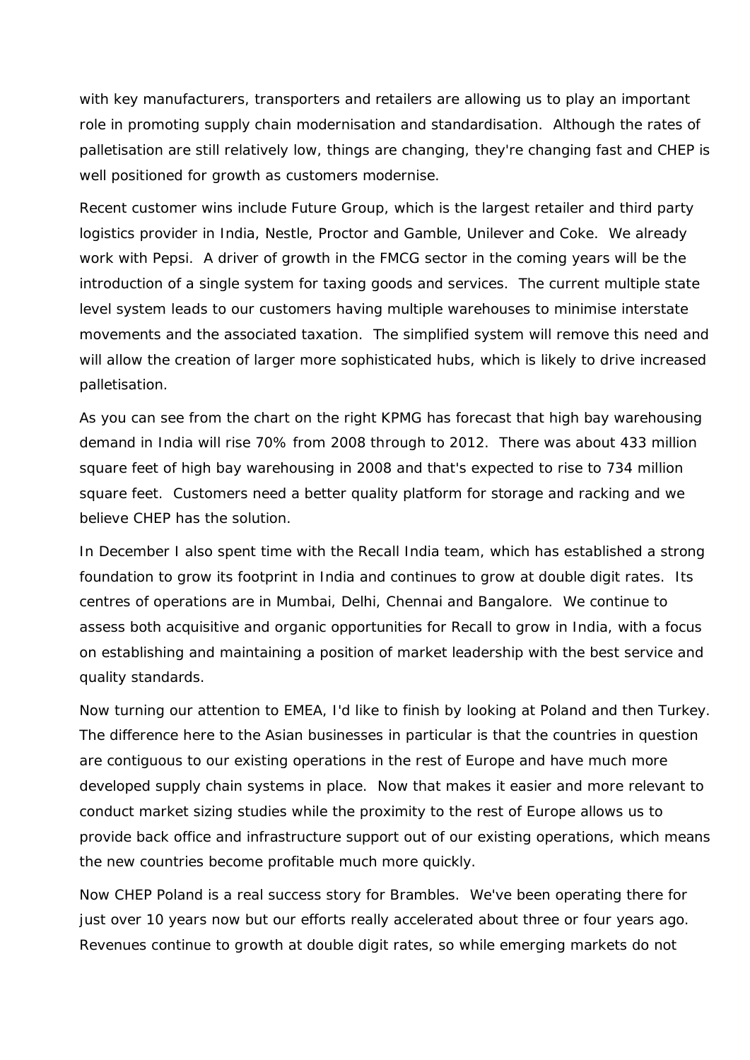with key manufacturers, transporters and retailers are allowing us to play an important role in promoting supply chain modernisation and standardisation. Although the rates of palletisation are still relatively low, things are changing, they're changing fast and CHEP is well positioned for growth as customers modernise.

Recent customer wins include Future Group, which is the largest retailer and third party logistics provider in India, Nestle, Proctor and Gamble, Unilever and Coke. We already work with Pepsi. A driver of growth in the FMCG sector in the coming years will be the introduction of a single system for taxing goods and services. The current multiple state level system leads to our customers having multiple warehouses to minimise interstate movements and the associated taxation. The simplified system will remove this need and will allow the creation of larger more sophisticated hubs, which is likely to drive increased palletisation.

As you can see from the chart on the right KPMG has forecast that high bay warehousing demand in India will rise 70% from 2008 through to 2012. There was about 433 million square feet of high bay warehousing in 2008 and that's expected to rise to 734 million square feet. Customers need a better quality platform for storage and racking and we believe CHEP has the solution.

In December I also spent time with the Recall India team, which has established a strong foundation to grow its footprint in India and continues to grow at double digit rates. Its centres of operations are in Mumbai, Delhi, Chennai and Bangalore. We continue to assess both acquisitive and organic opportunities for Recall to grow in India, with a focus on establishing and maintaining a position of market leadership with the best service and quality standards.

Now turning our attention to EMEA, I'd like to finish by looking at Poland and then Turkey. The difference here to the Asian businesses in particular is that the countries in question are contiguous to our existing operations in the rest of Europe and have much more developed supply chain systems in place. Now that makes it easier and more relevant to conduct market sizing studies while the proximity to the rest of Europe allows us to provide back office and infrastructure support out of our existing operations, which means the new countries become profitable much more quickly.

Now CHEP Poland is a real success story for Brambles. We've been operating there for just over 10 years now but our efforts really accelerated about three or four years ago. Revenues continue to growth at double digit rates, so while emerging markets do not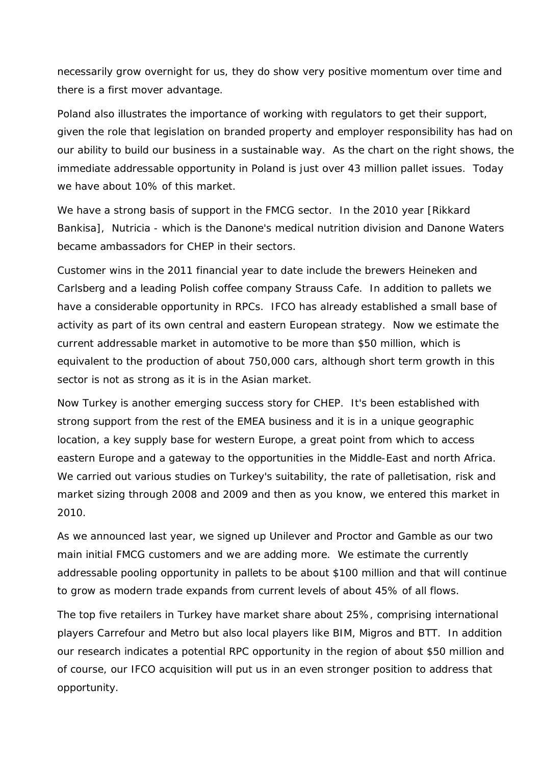necessarily grow overnight for us, they do show very positive momentum over time and there is a first mover advantage.

Poland also illustrates the importance of working with regulators to get their support, given the role that legislation on branded property and employer responsibility has had on our ability to build our business in a sustainable way. As the chart on the right shows, the immediate addressable opportunity in Poland is just over 43 million pallet issues. Today we have about 10% of this market.

We have a strong basis of support in the FMCG sector. In the 2010 year [Rikkard Bankisa], Nutricia - which is the Danone's medical nutrition division and Danone Waters became ambassadors for CHEP in their sectors.

Customer wins in the 2011 financial year to date include the brewers Heineken and Carlsberg and a leading Polish coffee company Strauss Cafe. In addition to pallets we have a considerable opportunity in RPCs. IFCO has already established a small base of activity as part of its own central and eastern European strategy. Now we estimate the current addressable market in automotive to be more than $50 million, which is equivalent to the production of about 750,000 cars, although short term growth in this sector is not as strong as it is in the Asian market.

Now Turkey is another emerging success story for CHEP. It's been established with strong support from the rest of the EMEA business and it is in a unique geographic location, a key supply base for western Europe, a great point from which to access eastern Europe and a gateway to the opportunities in the Middle-East and north Africa. We carried out various studies on Turkey's suitability, the rate of palletisation, risk and market sizing through 2008 and 2009 and then as you know, we entered this market in 2010.

As we announced last year, we signed up Unilever and Proctor and Gamble as our two main initial FMCG customers and we are adding more. We estimate the currently addressable pooling opportunity in pallets to be about $100 million and that will continue to grow as modern trade expands from current levels of about 45% of all flows.

The top five retailers in Turkey have market share about 25%, comprising international players Carrefour and Metro but also local players like BIM, Migros and BTT. In addition our research indicates a potential RPC opportunity in the region of about $50 million and of course, our IFCO acquisition will put us in an even stronger position to address that opportunity.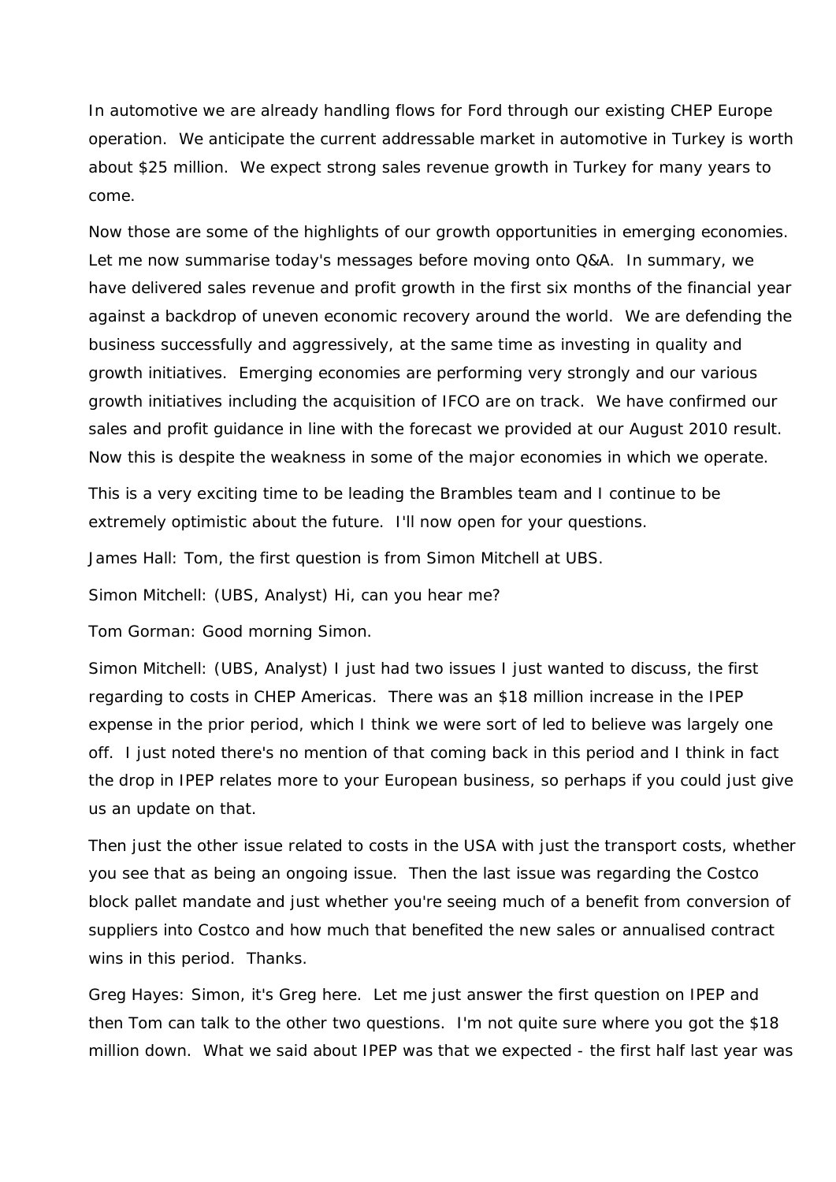In automotive we are already handling flows for Ford through our existing CHEP Europe operation. We anticipate the current addressable market in automotive in Turkey is worth about $25 million. We expect strong sales revenue growth in Turkey for many years to come.

Now those are some of the highlights of our growth opportunities in emerging economies. Let me now summarise today's messages before moving onto Q&A. In summary, we have delivered sales revenue and profit growth in the first six months of the financial year against a backdrop of uneven economic recovery around the world. We are defending the business successfully and aggressively, at the same time as investing in quality and growth initiatives. Emerging economies are performing very strongly and our various growth initiatives including the acquisition of IFCO are on track. We have confirmed our sales and profit guidance in line with the forecast we provided at our August 2010 result. Now this is despite the weakness in some of the major economies in which we operate.

This is a very exciting time to be leading the Brambles team and I continue to be extremely optimistic about the future. I'll now open for your questions.

James Hall: Tom, the first question is from Simon Mitchell at UBS.

Simon Mitchell: (UBS, Analyst) Hi, can you hear me?

Tom Gorman: Good morning Simon.

Simon Mitchell: (UBS, Analyst) I just had two issues I just wanted to discuss, the first regarding to costs in CHEP Americas. There was an $18 million increase in the IPEP expense in the prior period, which I think we were sort of led to believe was largely one off. I just noted there's no mention of that coming back in this period and I think in fact the drop in IPEP relates more to your European business, so perhaps if you could just give us an update on that.

Then just the other issue related to costs in the USA with just the transport costs, whether you see that as being an ongoing issue. Then the last issue was regarding the Costco block pallet mandate and just whether you're seeing much of a benefit from conversion of suppliers into Costco and how much that benefited the new sales or annualised contract wins in this period. Thanks.

Greg Hayes: Simon, it's Greg here. Let me just answer the first question on IPEP and then Tom can talk to the other two questions. I'm not quite sure where you got the $18 million down. What we said about IPEP was that we expected - the first half last year was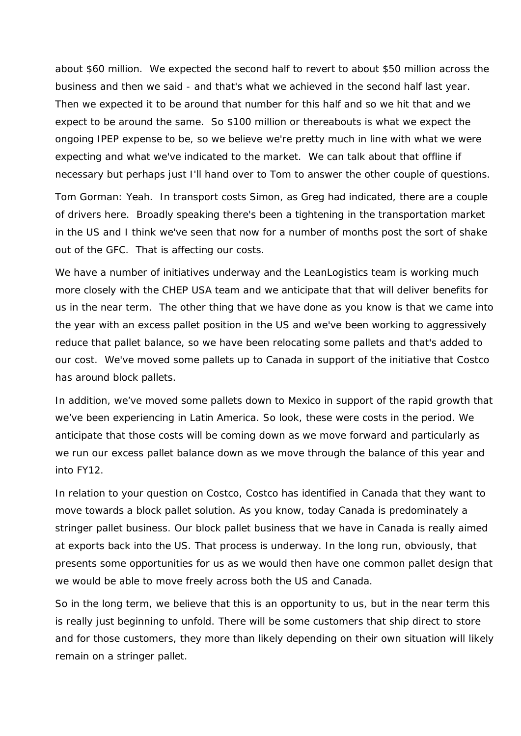about $60 million. We expected the second half to revert to about $50 million across the business and then we said - and that's what we achieved in the second half last year. Then we expected it to be around that number for this half and so we hit that and we expect to be around the same. So $100 million or thereabouts is what we expect the ongoing IPEP expense to be, so we believe we're pretty much in line with what we were expecting and what we've indicated to the market. We can talk about that offline if necessary but perhaps just I'll hand over to Tom to answer the other couple of questions.

Tom Gorman: Yeah. In transport costs Simon, as Greg had indicated, there are a couple of drivers here. Broadly speaking there's been a tightening in the transportation market in the US and I think we've seen that now for a number of months post the sort of shake out of the GFC. That is affecting our costs.

We have a number of initiatives underway and the LeanLogistics team is working much more closely with the CHEP USA team and we anticipate that that will deliver benefits for us in the near term. The other thing that we have done as you know is that we came into the year with an excess pallet position in the US and we've been working to aggressively reduce that pallet balance, so we have been relocating some pallets and that's added to our cost. We've moved some pallets up to Canada in support of the initiative that Costco has around block pallets.

In addition, we've moved some pallets down to Mexico in support of the rapid growth that we've been experiencing in Latin America. So look, these were costs in the period. We anticipate that those costs will be coming down as we move forward and particularly as we run our excess pallet balance down as we move through the balance of this year and into FY12.

In relation to your question on Costco, Costco has identified in Canada that they want to move towards a block pallet solution. As you know, today Canada is predominately a stringer pallet business. Our block pallet business that we have in Canada is really aimed at exports back into the US. That process is underway. In the long run, obviously, that presents some opportunities for us as we would then have one common pallet design that we would be able to move freely across both the US and Canada.

So in the long term, we believe that this is an opportunity to us, but in the near term this is really just beginning to unfold. There will be some customers that ship direct to store and for those customers, they more than likely depending on their own situation will likely remain on a stringer pallet.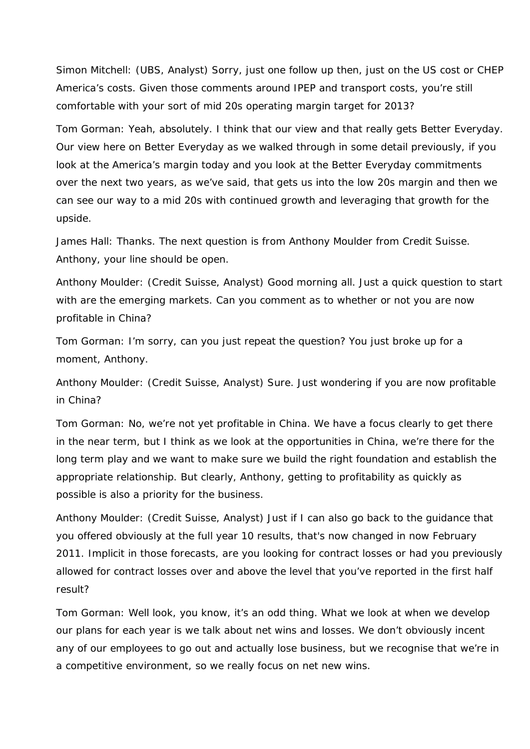Simon Mitchell: (UBS, Analyst) Sorry, just one follow up then, just on the US cost or CHEP America's costs. Given those comments around IPEP and transport costs, you're still comfortable with your sort of mid 20s operating margin target for 2013?

Tom Gorman: Yeah, absolutely. I think that our view and that really gets Better Everyday. Our view here on Better Everyday as we walked through in some detail previously, if you look at the America's margin today and you look at the Better Everyday commitments over the next two years, as we've said, that gets us into the low 20s margin and then we can see our way to a mid 20s with continued growth and leveraging that growth for the upside.

James Hall: Thanks. The next question is from Anthony Moulder from Credit Suisse. Anthony, your line should be open.

Anthony Moulder: (Credit Suisse, Analyst) Good morning all. Just a quick question to start with are the emerging markets. Can you comment as to whether or not you are now profitable in China?

Tom Gorman: I'm sorry, can you just repeat the question? You just broke up for a moment, Anthony.

Anthony Moulder: (Credit Suisse, Analyst) Sure. Just wondering if you are now profitable in China?

Tom Gorman: No, we're not yet profitable in China. We have a focus clearly to get there in the near term, but I think as we look at the opportunities in China, we're there for the long term play and we want to make sure we build the right foundation and establish the appropriate relationship. But clearly, Anthony, getting to profitability as quickly as possible is also a priority for the business.

Anthony Moulder: (Credit Suisse, Analyst) Just if I can also go back to the guidance that you offered obviously at the full year 10 results, that's now changed in now February 2011. Implicit in those forecasts, are you looking for contract losses or had you previously allowed for contract losses over and above the level that you've reported in the first half result?

Tom Gorman: Well look, you know, it's an odd thing. What we look at when we develop our plans for each year is we talk about net wins and losses. We don't obviously incent any of our employees to go out and actually lose business, but we recognise that we're in a competitive environment, so we really focus on net new wins.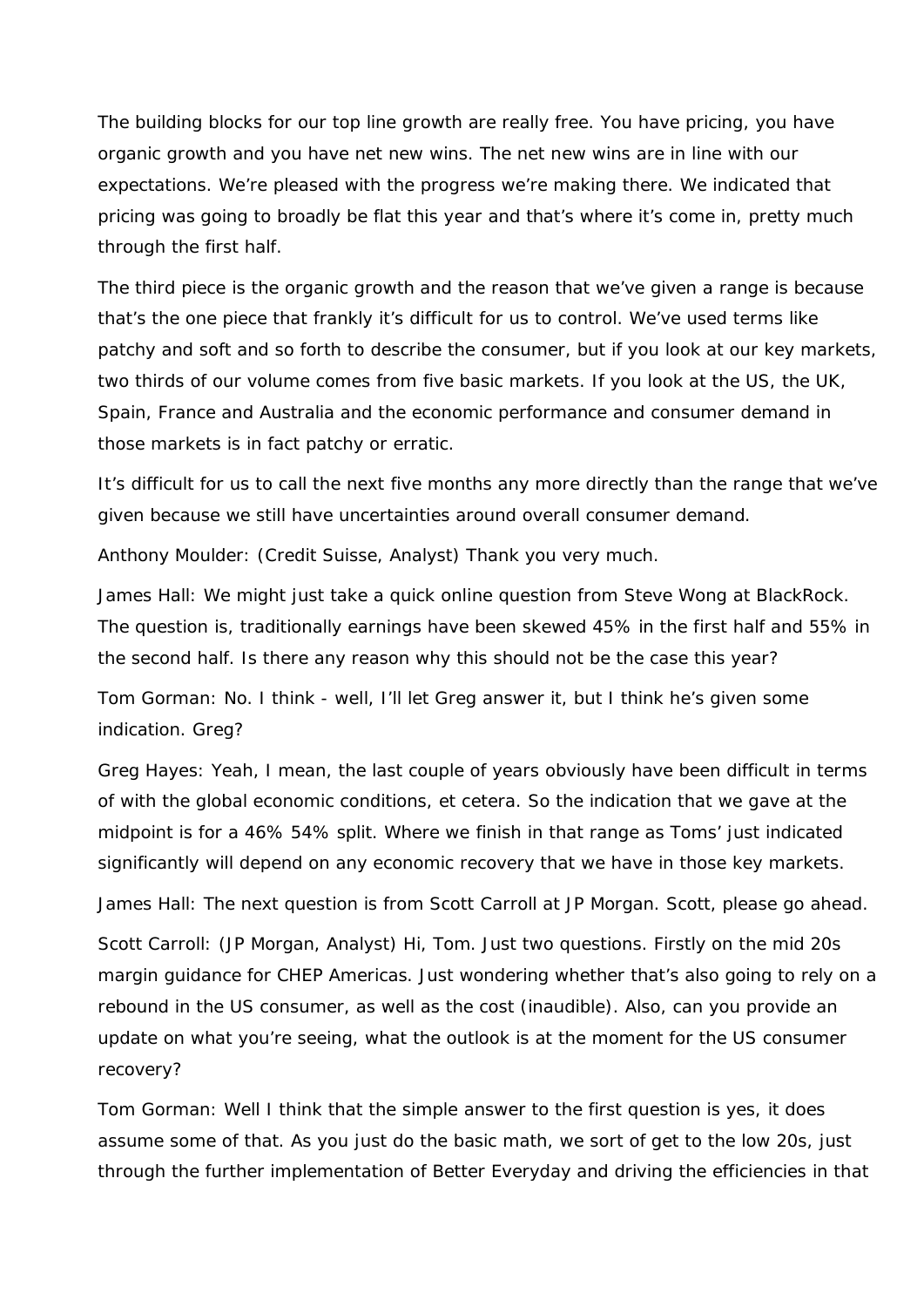The building blocks for our top line growth are really free. You have pricing, you have organic growth and you have net new wins. The net new wins are in line with our expectations. We're pleased with the progress we're making there. We indicated that pricing was going to broadly be flat this year and that's where it's come in, pretty much through the first half.

The third piece is the organic growth and the reason that we've given a range is because that's the one piece that frankly it's difficult for us to control. We've used terms like patchy and soft and so forth to describe the consumer, but if you look at our key markets, two thirds of our volume comes from five basic markets. If you look at the US, the UK, Spain, France and Australia and the economic performance and consumer demand in those markets is in fact patchy or erratic.

It's difficult for us to call the next five months any more directly than the range that we've given because we still have uncertainties around overall consumer demand.

Anthony Moulder: (Credit Suisse, Analyst) Thank you very much.

James Hall: We might just take a quick online question from Steve Wong at BlackRock. The question is, traditionally earnings have been skewed 45% in the first half and 55% in the second half. Is there any reason why this should not be the case this year?

Tom Gorman: No. I think - well, I'll let Greg answer it, but I think he's given some indication. Greg?

Greg Hayes: Yeah, I mean, the last couple of years obviously have been difficult in terms of with the global economic conditions, et cetera. So the indication that we gave at the midpoint is for a 46% 54% split. Where we finish in that range as Toms' just indicated significantly will depend on any economic recovery that we have in those key markets.

James Hall: The next question is from Scott Carroll at JP Morgan. Scott, please go ahead.

Scott Carroll: (JP Morgan, Analyst) Hi, Tom. Just two questions. Firstly on the mid 20s margin guidance for CHEP Americas. Just wondering whether that's also going to rely on a rebound in the US consumer, as well as the cost (inaudible). Also, can you provide an update on what you're seeing, what the outlook is at the moment for the US consumer recovery?

Tom Gorman: Well I think that the simple answer to the first question is yes, it does assume some of that. As you just do the basic math, we sort of get to the low 20s, just through the further implementation of Better Everyday and driving the efficiencies in that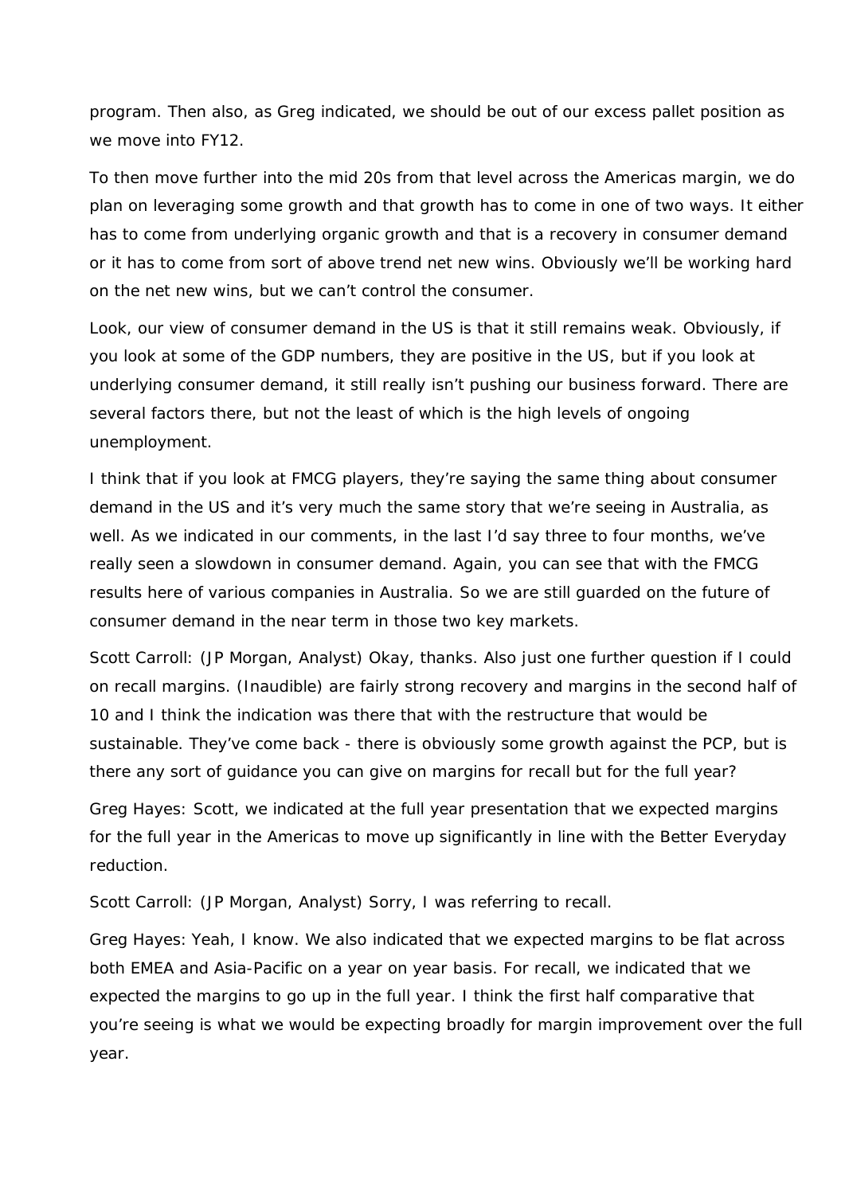program. Then also, as Greg indicated, we should be out of our excess pallet position as we move into FY12.

To then move further into the mid 20s from that level across the Americas margin, we do plan on leveraging some growth and that growth has to come in one of two ways. It either has to come from underlying organic growth and that is a recovery in consumer demand or it has to come from sort of above trend net new wins. Obviously we'll be working hard on the net new wins, but we can't control the consumer.

Look, our view of consumer demand in the US is that it still remains weak. Obviously, if you look at some of the GDP numbers, they are positive in the US, but if you look at underlying consumer demand, it still really isn't pushing our business forward. There are several factors there, but not the least of which is the high levels of ongoing unemployment.

I think that if you look at FMCG players, they're saying the same thing about consumer demand in the US and it's very much the same story that we're seeing in Australia, as well. As we indicated in our comments, in the last I'd say three to four months, we've really seen a slowdown in consumer demand. Again, you can see that with the FMCG results here of various companies in Australia. So we are still guarded on the future of consumer demand in the near term in those two key markets.

Scott Carroll: (JP Morgan, Analyst) Okay, thanks. Also just one further question if I could on recall margins. (Inaudible) are fairly strong recovery and margins in the second half of 10 and I think the indication was there that with the restructure that would be sustainable. They've come back - there is obviously some growth against the PCP, but is there any sort of guidance you can give on margins for recall but for the full year?

Greg Hayes: Scott, we indicated at the full year presentation that we expected margins for the full year in the Americas to move up significantly in line with the Better Everyday reduction.

Scott Carroll: (JP Morgan, Analyst) Sorry, I was referring to recall.

Greg Hayes: Yeah, I know. We also indicated that we expected margins to be flat across both EMEA and Asia-Pacific on a year on year basis. For recall, we indicated that we expected the margins to go up in the full year. I think the first half comparative that you're seeing is what we would be expecting broadly for margin improvement over the full year.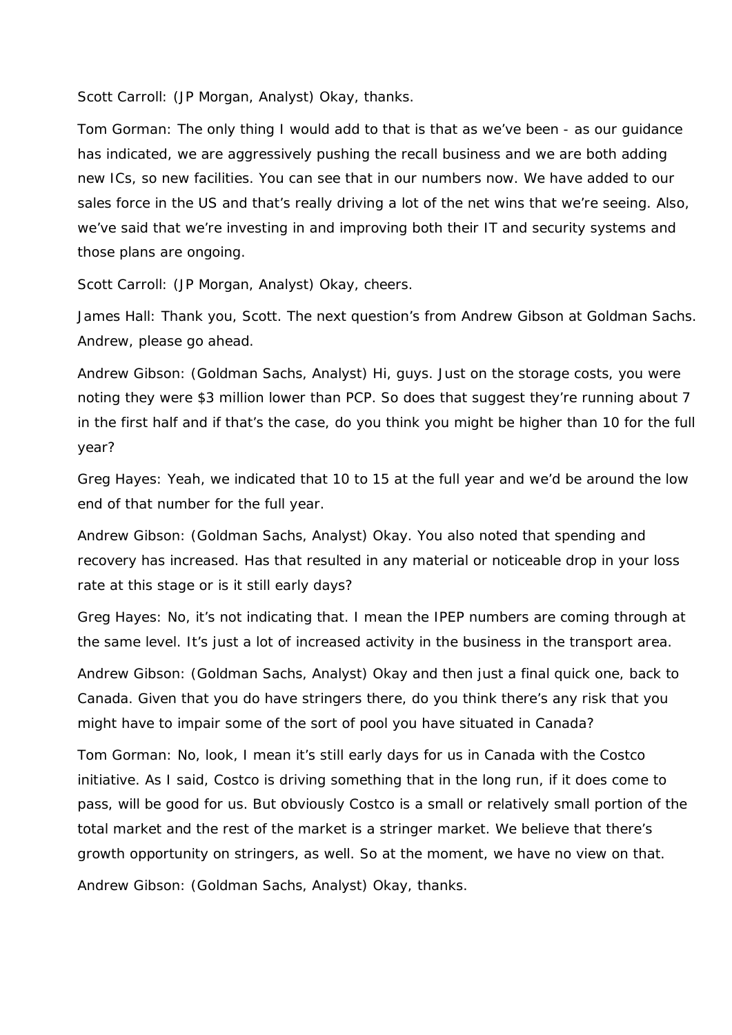Scott Carroll: (JP Morgan, Analyst) Okay, thanks.

Tom Gorman: The only thing I would add to that is that as we've been - as our guidance has indicated, we are aggressively pushing the recall business and we are both adding new ICs, so new facilities. You can see that in our numbers now. We have added to our sales force in the US and that's really driving a lot of the net wins that we're seeing. Also, we've said that we're investing in and improving both their IT and security systems and those plans are ongoing.

Scott Carroll: (JP Morgan, Analyst) Okay, cheers.

James Hall: Thank you, Scott. The next question's from Andrew Gibson at Goldman Sachs. Andrew, please go ahead.

Andrew Gibson: (Goldman Sachs, Analyst) Hi, guys. Just on the storage costs, you were noting they were $3 million lower than PCP. So does that suggest they're running about 7 in the first half and if that's the case, do you think you might be higher than 10 for the full year?

Greg Hayes: Yeah, we indicated that 10 to 15 at the full year and we'd be around the low end of that number for the full year.

Andrew Gibson: (Goldman Sachs, Analyst) Okay. You also noted that spending and recovery has increased. Has that resulted in any material or noticeable drop in your loss rate at this stage or is it still early days?

Greg Hayes: No, it's not indicating that. I mean the IPEP numbers are coming through at the same level. It's just a lot of increased activity in the business in the transport area.

Andrew Gibson: (Goldman Sachs, Analyst) Okay and then just a final quick one, back to Canada. Given that you do have stringers there, do you think there's any risk that you might have to impair some of the sort of pool you have situated in Canada?

Tom Gorman: No, look, I mean it's still early days for us in Canada with the Costco initiative. As I said, Costco is driving something that in the long run, if it does come to pass, will be good for us. But obviously Costco is a small or relatively small portion of the total market and the rest of the market is a stringer market. We believe that there's growth opportunity on stringers, as well. So at the moment, we have no view on that.

Andrew Gibson: (Goldman Sachs, Analyst) Okay, thanks.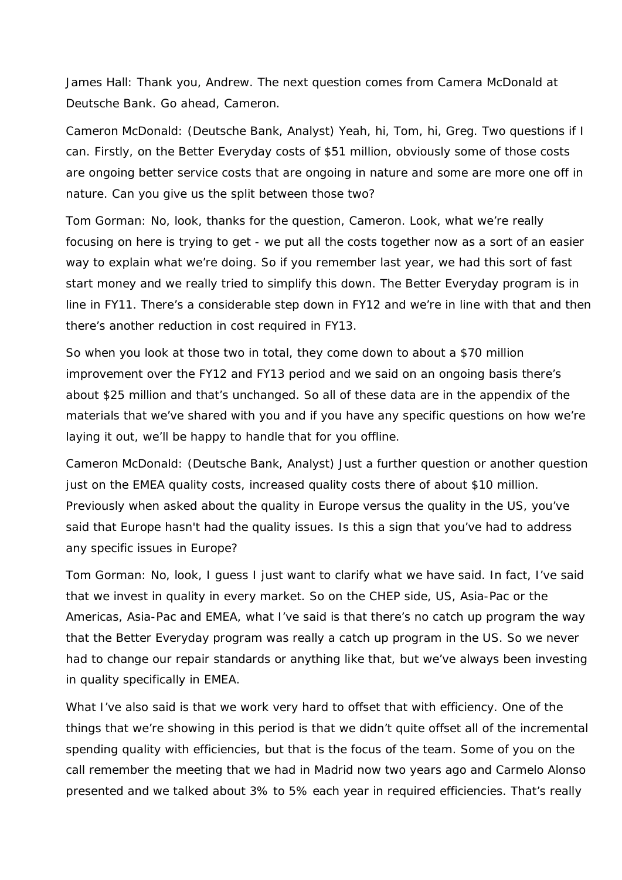James Hall: Thank you, Andrew. The next question comes from Camera McDonald at Deutsche Bank. Go ahead, Cameron.

Cameron McDonald: (Deutsche Bank, Analyst) Yeah, hi, Tom, hi, Greg. Two questions if I can. Firstly, on the Better Everyday costs of $51 million, obviously some of those costs are ongoing better service costs that are ongoing in nature and some are more one off in nature. Can you give us the split between those two?

Tom Gorman: No, look, thanks for the question, Cameron. Look, what we're really focusing on here is trying to get - we put all the costs together now as a sort of an easier way to explain what we're doing. So if you remember last year, we had this sort of fast start money and we really tried to simplify this down. The Better Everyday program is in line in FY11. There's a considerable step down in FY12 and we're in line with that and then there's another reduction in cost required in FY13.

So when you look at those two in total, they come down to about a $70 million improvement over the FY12 and FY13 period and we said on an ongoing basis there's about $25 million and that's unchanged. So all of these data are in the appendix of the materials that we've shared with you and if you have any specific questions on how we're laying it out, we'll be happy to handle that for you offline.

Cameron McDonald: (Deutsche Bank, Analyst) Just a further question or another question just on the EMEA quality costs, increased quality costs there of about $10 million. Previously when asked about the quality in Europe versus the quality in the US, you've said that Europe hasn't had the quality issues. Is this a sign that you've had to address any specific issues in Europe?

Tom Gorman: No, look, I guess I just want to clarify what we have said. In fact, I've said that we invest in quality in every market. So on the CHEP side, US, Asia-Pac or the Americas, Asia-Pac and EMEA, what I've said is that there's no catch up program the way that the Better Everyday program was really a catch up program in the US. So we never had to change our repair standards or anything like that, but we've always been investing in quality specifically in EMEA.

What I've also said is that we work very hard to offset that with efficiency. One of the things that we're showing in this period is that we didn't quite offset all of the incremental spending quality with efficiencies, but that is the focus of the team. Some of you on the call remember the meeting that we had in Madrid now two years ago and Carmelo Alonso presented and we talked about 3% to 5% each year in required efficiencies. That's really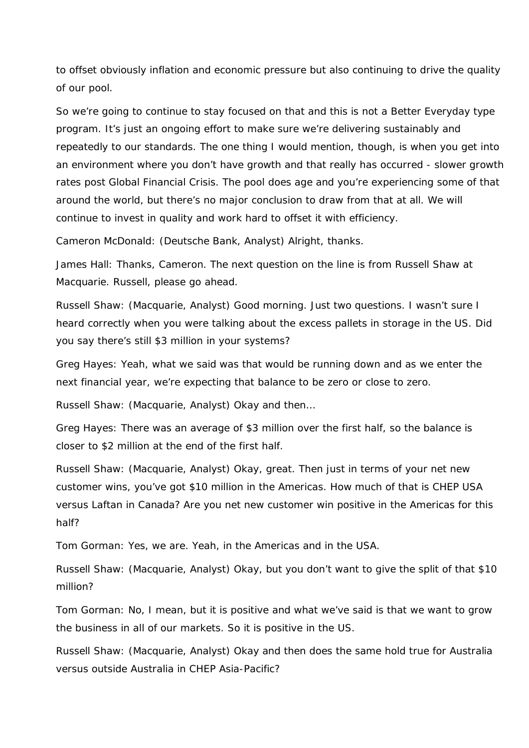to offset obviously inflation and economic pressure but also continuing to drive the quality of our pool.

So we're going to continue to stay focused on that and this is not a Better Everyday type program. It's just an ongoing effort to make sure we're delivering sustainably and repeatedly to our standards. The one thing I would mention, though, is when you get into an environment where you don't have growth and that really has occurred - slower growth rates post Global Financial Crisis. The pool does age and you're experiencing some of that around the world, but there's no major conclusion to draw from that at all. We will continue to invest in quality and work hard to offset it with efficiency.

Cameron McDonald: (Deutsche Bank, Analyst) Alright, thanks.

James Hall: Thanks, Cameron. The next question on the line is from Russell Shaw at Macquarie. Russell, please go ahead.

Russell Shaw: (Macquarie, Analyst) Good morning. Just two questions. I wasn't sure I heard correctly when you were talking about the excess pallets in storage in the US. Did you say there's still $3 million in your systems?

Greg Hayes: Yeah, what we said was that would be running down and as we enter the next financial year, we're expecting that balance to be zero or close to zero.

Russell Shaw: (Macquarie, Analyst) Okay and then…

Greg Hayes: There was an average of $3 million over the first half, so the balance is closer to $2 million at the end of the first half.

Russell Shaw: (Macquarie, Analyst) Okay, great. Then just in terms of your net new customer wins, you've got $10 million in the Americas. How much of that is CHEP USA versus Laftan in Canada? Are you net new customer win positive in the Americas for this half?

Tom Gorman: Yes, we are. Yeah, in the Americas and in the USA.

Russell Shaw: (Macquarie, Analyst) Okay, but you don't want to give the split of that $10 million?

Tom Gorman: No, I mean, but it is positive and what we've said is that we want to grow the business in all of our markets. So it is positive in the US.

Russell Shaw: (Macquarie, Analyst) Okay and then does the same hold true for Australia versus outside Australia in CHEP Asia-Pacific?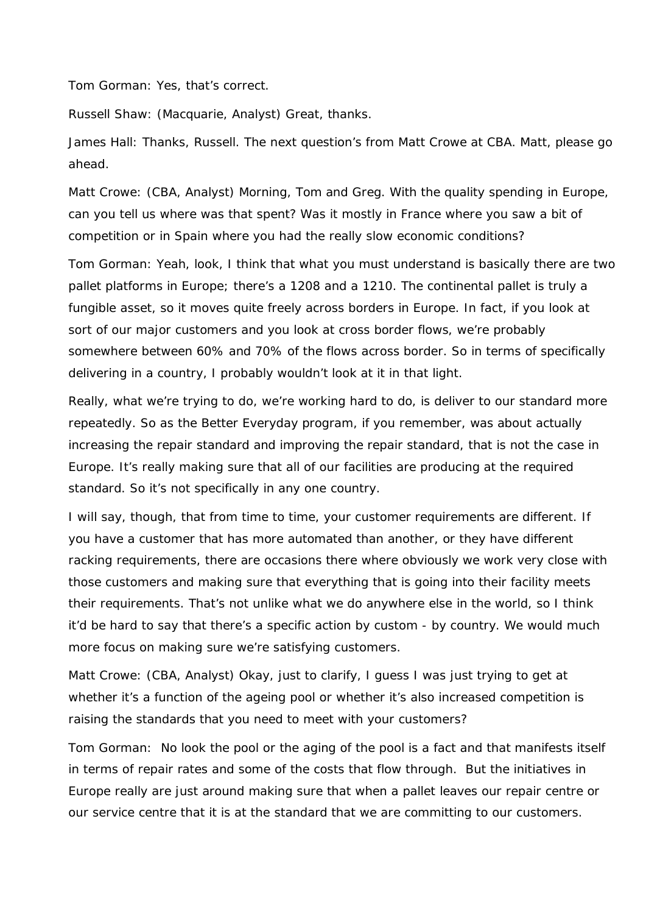Tom Gorman: Yes, that's correct.

Russell Shaw: (Macquarie, Analyst) Great, thanks.

James Hall: Thanks, Russell. The next question's from Matt Crowe at CBA. Matt, please go ahead.

Matt Crowe: (CBA, Analyst) Morning, Tom and Greg. With the quality spending in Europe, can you tell us where was that spent? Was it mostly in France where you saw a bit of competition or in Spain where you had the really slow economic conditions?

Tom Gorman: Yeah, look, I think that what you must understand is basically there are two pallet platforms in Europe; there's a 1208 and a 1210. The continental pallet is truly a fungible asset, so it moves quite freely across borders in Europe. In fact, if you look at sort of our major customers and you look at cross border flows, we're probably somewhere between 60% and 70% of the flows across border. So in terms of specifically delivering in a country, I probably wouldn't look at it in that light.

Really, what we're trying to do, we're working hard to do, is deliver to our standard more repeatedly. So as the Better Everyday program, if you remember, was about actually increasing the repair standard and improving the repair standard, that is not the case in Europe. It's really making sure that all of our facilities are producing at the required standard. So it's not specifically in any one country.

I will say, though, that from time to time, your customer requirements are different. If you have a customer that has more automated than another, or they have different racking requirements, there are occasions there where obviously we work very close with those customers and making sure that everything that is going into their facility meets their requirements. That's not unlike what we do anywhere else in the world, so I think it'd be hard to say that there's a specific action by custom - by country. We would much more focus on making sure we're satisfying customers.

Matt Crowe: (CBA, Analyst) Okay, just to clarify, I guess I was just trying to get at whether it's a function of the ageing pool or whether it's also increased competition is raising the standards that you need to meet with your customers?

Tom Gorman: No look the pool or the aging of the pool is a fact and that manifests itself in terms of repair rates and some of the costs that flow through. But the initiatives in Europe really are just around making sure that when a pallet leaves our repair centre or our service centre that it is at the standard that we are committing to our customers.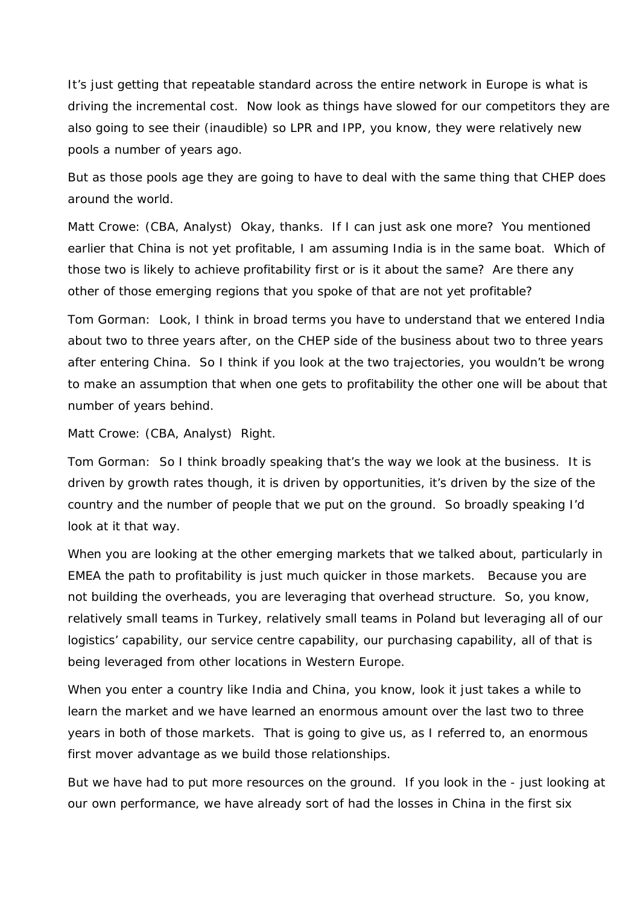It's just getting that repeatable standard across the entire network in Europe is what is driving the incremental cost. Now look as things have slowed for our competitors they are also going to see their (inaudible) so LPR and IPP, you know, they were relatively new pools a number of years ago.

But as those pools age they are going to have to deal with the same thing that CHEP does around the world.

Matt Crowe: (CBA, Analyst) Okay, thanks. If I can just ask one more? You mentioned earlier that China is not yet profitable, I am assuming India is in the same boat. Which of those two is likely to achieve profitability first or is it about the same? Are there any other of those emerging regions that you spoke of that are not yet profitable?

Tom Gorman: Look, I think in broad terms you have to understand that we entered India about two to three years after, on the CHEP side of the business about two to three years after entering China. So I think if you look at the two trajectories, you wouldn't be wrong to make an assumption that when one gets to profitability the other one will be about that number of years behind.

Matt Crowe: (CBA, Analyst) Right.

Tom Gorman: So I think broadly speaking that's the way we look at the business. It is driven by growth rates though, it is driven by opportunities, it's driven by the size of the country and the number of people that we put on the ground. So broadly speaking I'd look at it that way.

When you are looking at the other emerging markets that we talked about, particularly in EMEA the path to profitability is just much quicker in those markets. Because you are not building the overheads, you are leveraging that overhead structure. So, you know, relatively small teams in Turkey, relatively small teams in Poland but leveraging all of our logistics' capability, our service centre capability, our purchasing capability, all of that is being leveraged from other locations in Western Europe.

When you enter a country like India and China, you know, look it just takes a while to learn the market and we have learned an enormous amount over the last two to three years in both of those markets. That is going to give us, as I referred to, an enormous first mover advantage as we build those relationships.

But we have had to put more resources on the ground. If you look in the - just looking at our own performance, we have already sort of had the losses in China in the first six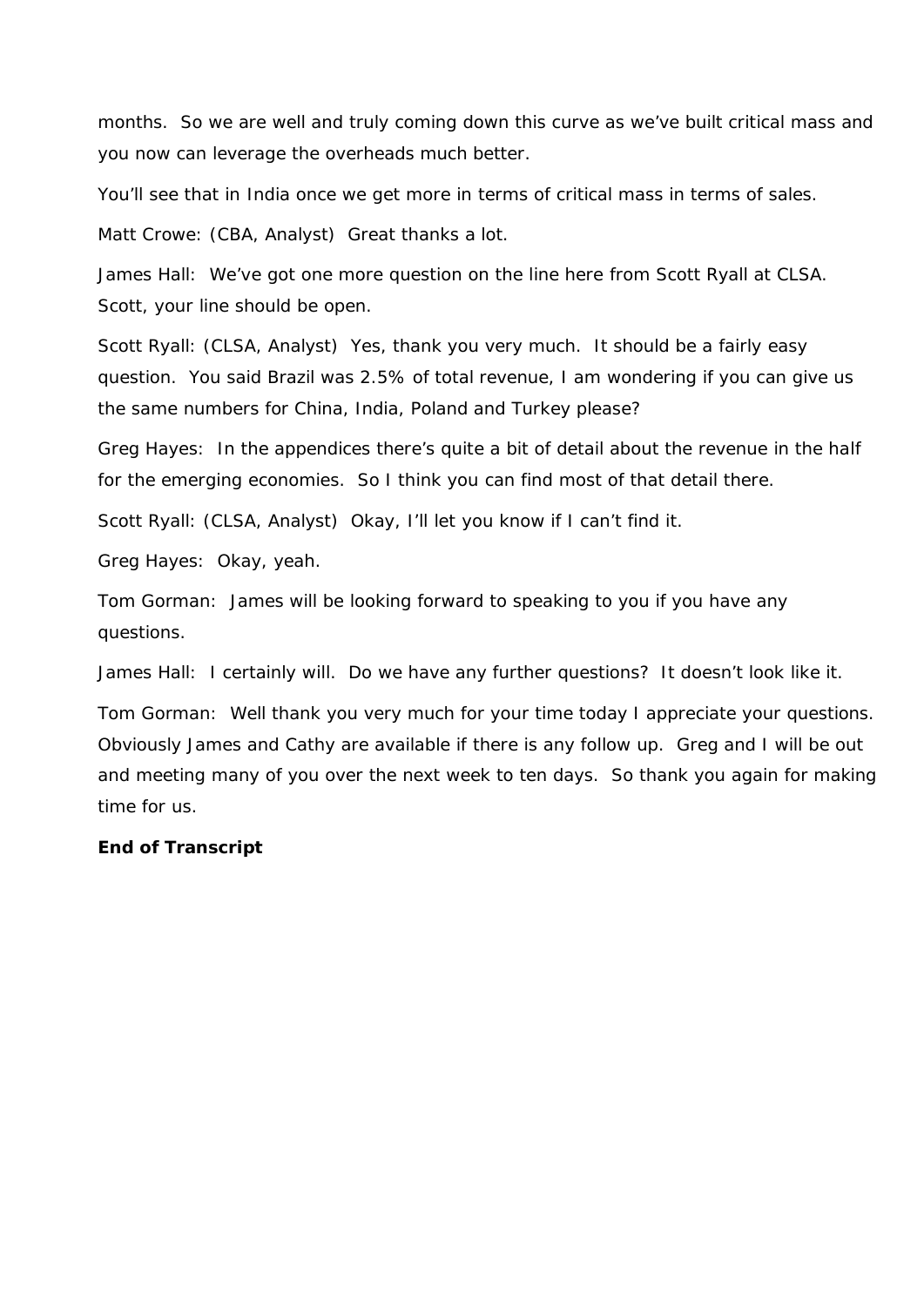months. So we are well and truly coming down this curve as we've built critical mass and you now can leverage the overheads much better.

You'll see that in India once we get more in terms of critical mass in terms of sales.

Matt Crowe: (CBA, Analyst) Great thanks a lot.

James Hall: We've got one more question on the line here from Scott Ryall at CLSA. Scott, your line should be open.

Scott Ryall: (CLSA, Analyst) Yes, thank you very much. It should be a fairly easy question. You said Brazil was 2.5% of total revenue, I am wondering if you can give us the same numbers for China, India, Poland and Turkey please?

Greg Hayes: In the appendices there's quite a bit of detail about the revenue in the half for the emerging economies. So I think you can find most of that detail there.

Scott Ryall: (CLSA, Analyst) Okay, I'll let you know if I can't find it.

Greg Hayes: Okay, yeah.

Tom Gorman: James will be looking forward to speaking to you if you have any questions.

James Hall: I certainly will. Do we have any further questions? It doesn't look like it.

Tom Gorman: Well thank you very much for your time today I appreciate your questions. Obviously James and Cathy are available if there is any follow up. Greg and I will be out and meeting many of you over the next week to ten days. So thank you again for making time for us.

**End of Transcript**